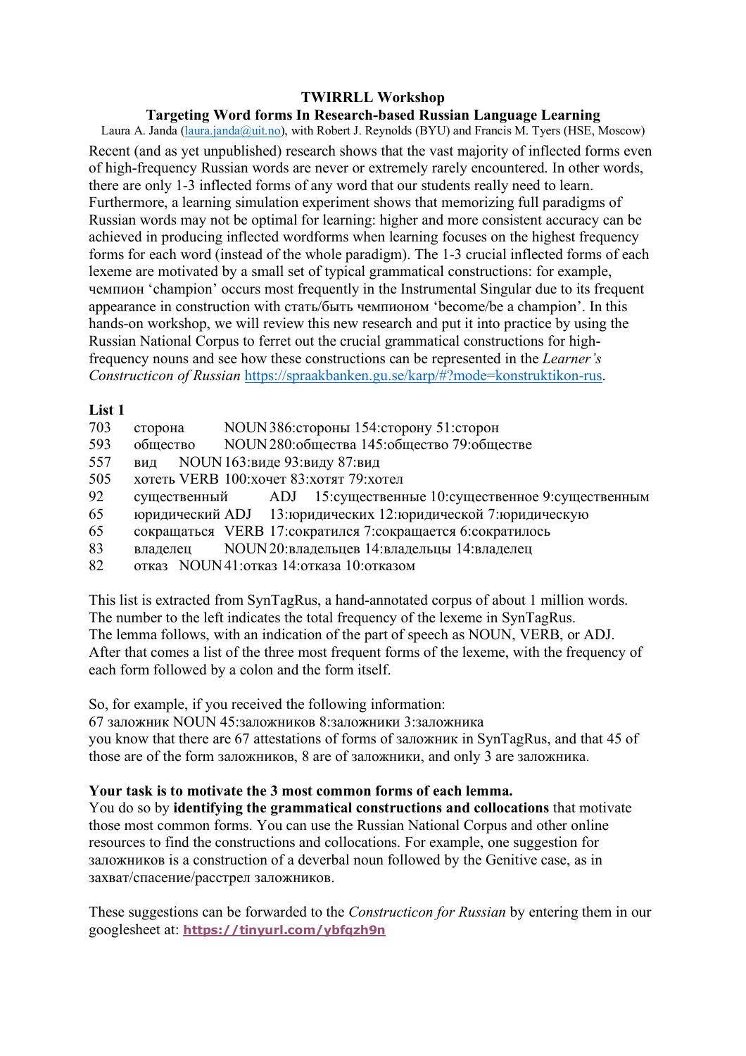# TWIRRLL Workshop

## Targeting Word forms In Research-based Russian Language Learning

Laura A. Janda (laura.janda@uit.no), with Robert J. Reynolds (BYU) and Francis M. Tyers (HSE, Moscow)

Recent (and as yet unpublished) research shows that the vast majority of inflected forms even of high-frequency Russian words are never or extremely rarely encountered. In other words, there are only 1-3 inflected forms of any word that our students really need to learn. Furthermore, a learning simulation experiment shows that memorizing full paradigms of Russian words may not be optimal for learning: higher and more consistent accuracy can be achieved in producing inflected wordforms when learning focuses on the highest frequency forms for each word (instead of the whole paradigm). The 1-3 crucial inflected forms of each lexeme are motivated by a small set of typical grammatical constructions: for example, чемпион 'champion' occurs most frequently in the Instrumental Singular due to its frequent appearance in construction with стать/быть чемпионом 'become/be a champion'. In this hands-on workshop, we will review this new research and put it into practice by using the Russian National Corpus to ferret out the crucial grammatical constructions for high-frequency nouns and see how these constructions can be represented in the *Learner's Constructicon of Russian* https://spraakbanken.gu.se/karp/#?mode=konstruktikon-rus.

**List 1**

703 сторона NOUN 386:стороны 154:сторону 51:сторон
593 общество NOUN 280:общества 145:общество 79:обществе
557 вид NOUN 163:виде 93:виду 87:вид
505 хотеть VERB 100:хочет 83:хотят 79:хотел
92 существенный ADJ 15:существенные 10:существенное 9:существенным
65 юридический ADJ 13:юридических 12:юридической 7:юридическую
65 сокращаться VERB 17:сократился 7:сокращается 6:сократилось
83 владелец NOUN 20:владельцев 14:владельцы 14:владелец
82 отказ NOUN 41:отказ 14:отказа 10:отказом

This list is extracted from SynTagRus, a hand-annotated corpus of about 1 million words. The number to the left indicates the total frequency of the lexeme in SynTagRus. The lemma follows, with an indication of the part of speech as NOUN, VERB, or ADJ. After that comes a list of the three most frequent forms of the lexeme, with the frequency of each form followed by a colon and the form itself.

So, for example, if you received the following information:
67 заложник NOUN 45:заложников 8:заложники 3:заложника
you know that there are 67 attestations of forms of заложник in SynTagRus, and that 45 of those are of the form заложников, 8 are of заложники, and only 3 are заложника.

**Your task is to motivate the 3 most common forms of each lemma.**
You do so by **identifying the grammatical constructions and collocations** that motivate those most common forms. You can use the Russian National Corpus and other online resources to find the constructions and collocations. For example, one suggestion for заложников is a construction of a deverbal noun followed by the Genitive case, as in захват/спасение/расстрел заложников.

These suggestions can be forwarded to the *Constructicon for Russian* by entering them in our googlesheet at: **https://tinyurl.com/ybfqzh9n**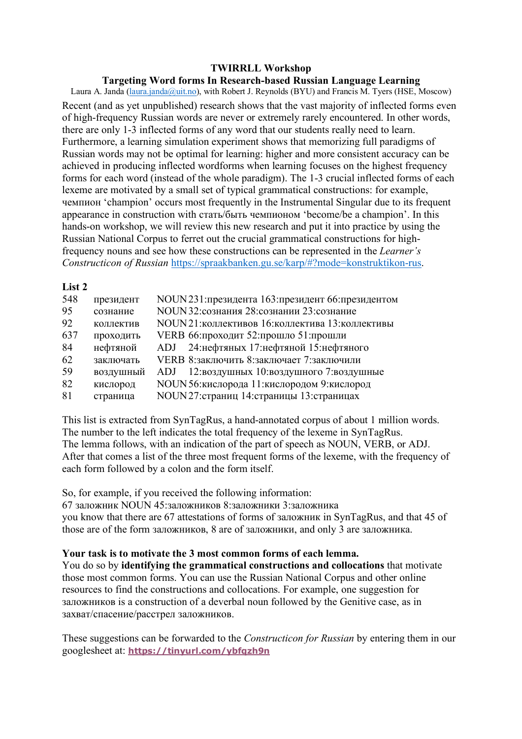**TWIRRLL Workshop**

**Targeting Word forms In Research-based Russian Language Learning**

Laura A. Janda (laura.janda@uit.no), with Robert J. Reynolds (BYU) and Francis M. Tyers (HSE, Moscow)

Recent (and as yet unpublished) research shows that the vast majority of inflected forms even of high-frequency Russian words are never or extremely rarely encountered. In other words, there are only 1-3 inflected forms of any word that our students really need to learn. Furthermore, a learning simulation experiment shows that memorizing full paradigms of Russian words may not be optimal for learning: higher and more consistent accuracy can be achieved in producing inflected wordforms when learning focuses on the highest frequency forms for each word (instead of the whole paradigm). The 1-3 crucial inflected forms of each lexeme are motivated by a small set of typical grammatical constructions: for example, чемпион 'champion' occurs most frequently in the Instrumental Singular due to its frequent appearance in construction with стать/быть чемпионом 'become/be a champion'. In this hands-on workshop, we will review this new research and put it into practice by using the Russian National Corpus to ferret out the crucial grammatical constructions for high-frequency nouns and see how these constructions can be represented in the *Learner's Constructicon of Russian* https://spraakbanken.gu.se/karp/#?mode=konstruktikon-rus.

**List 2**

| | | | |
|---|---|---|---|
| 548 | президент | NOUN | 231:президента 163:президент 66:президентом |
| 95 | сознание | NOUN | 32:сознания 28:сознании 23:сознание |
| 92 | коллектив | NOUN | 21:коллективов 16:коллектива 13:коллективы |
| 637 | проходить | VERB | 66:проходит 52:прошло 51:прошли |
| 84 | нефтяной | ADJ | 24:нефтяных 17:нефтяной 15:нефтяного |
| 62 | заключать | VERB | 8:заключить 8:заключает 7:заключили |
| 59 | воздушный | ADJ | 12:воздушных 10:воздушного 7:воздушные |
| 82 | кислород | NOUN | 56:кислорода 11:кислородом 9:кислород |
| 81 | страница | NOUN | 27:страниц 14:страницы 13:страницах |

This list is extracted from SynTagRus, a hand-annotated corpus of about 1 million words. The number to the left indicates the total frequency of the lexeme in SynTagRus. The lemma follows, with an indication of the part of speech as NOUN, VERB, or ADJ. After that comes a list of the three most frequent forms of the lexeme, with the frequency of each form followed by a colon and the form itself.

So, for example, if you received the following information:
67 заложник NOUN 45:заложников 8:заложники 3:заложника
you know that there are 67 attestations of forms of заложник in SynTagRus, and that 45 of those are of the form заложников, 8 are of заложники, and only 3 are заложника.

**Your task is to motivate the 3 most common forms of each lemma.**
You do so by **identifying the grammatical constructions and collocations** that motivate those most common forms. You can use the Russian National Corpus and other online resources to find the constructions and collocations. For example, one suggestion for заложников is a construction of a deverbal noun followed by the Genitive case, as in захват/спасение/расстрел заложников.

These suggestions can be forwarded to the *Constructicon for Russian* by entering them in our googlesheet at: **https://tinyurl.com/ybfqzh9n**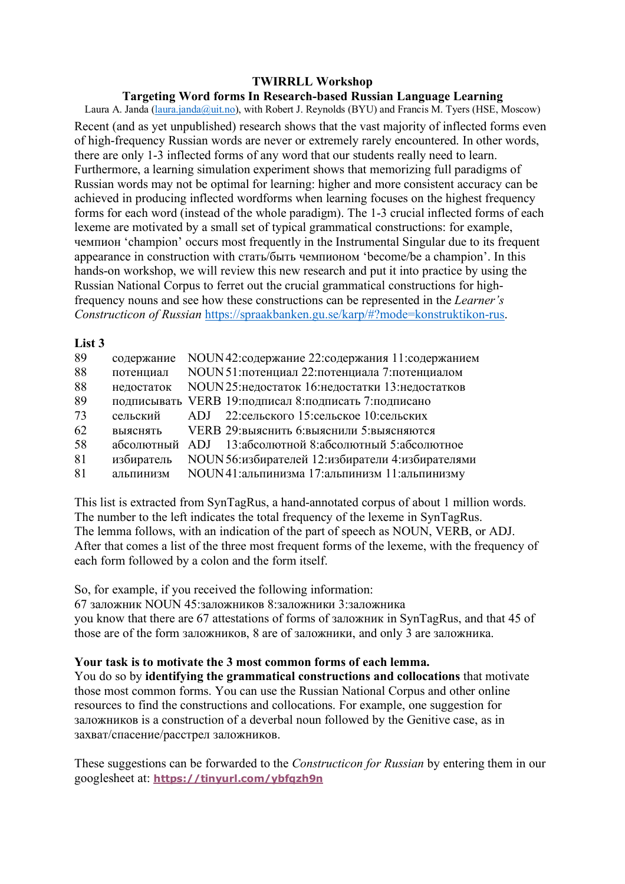**TWIRRLL Workshop**

**Targeting Word forms In Research-based Russian Language Learning**

Laura A. Janda (laura.janda@uit.no), with Robert J. Reynolds (BYU) and Francis M. Tyers (HSE, Moscow)

Recent (and as yet unpublished) research shows that the vast majority of inflected forms even of high-frequency Russian words are never or extremely rarely encountered. In other words, there are only 1-3 inflected forms of any word that our students really need to learn. Furthermore, a learning simulation experiment shows that memorizing full paradigms of Russian words may not be optimal for learning: higher and more consistent accuracy can be achieved in producing inflected wordforms when learning focuses on the highest frequency forms for each word (instead of the whole paradigm). The 1-3 crucial inflected forms of each lexeme are motivated by a small set of typical grammatical constructions: for example, чемпион 'champion' occurs most frequently in the Instrumental Singular due to its frequent appearance in construction with стать/быть чемпионом 'become/be a champion'. In this hands-on workshop, we will review this new research and put it into practice by using the Russian National Corpus to ferret out the crucial grammatical constructions for high-frequency nouns and see how these constructions can be represented in the *Learner's Constructicon of Russian* https://spraakbanken.gu.se/karp/#?mode=konstruktikon-rus.

**List 3**

| | | | |
|---|---|---|---|
| 89 | содержание | NOUN | 42:содержание 22:содержания 11:содержанием |
| 88 | потенциал | NOUN | 51:потенциал 22:потенциала 7:потенциалом |
| 88 | недостаток | NOUN | 25:недостаток 16:недостатки 13:недостатков |
| 89 | подписывать | VERB | 19:подписал 8:подписать 7:подписано |
| 73 | сельский | ADJ | 22:сельского 15:сельское 10:сельских |
| 62 | выяснять | VERB | 29:выяснить 6:выяснили 5:выясняются |
| 58 | абсолютный | ADJ | 13:абсолютной 8:абсолютный 5:абсолютное |
| 81 | избиратель | NOUN | 56:избирателей 12:избиратели 4:избирателями |
| 81 | альпинизм | NOUN | 41:альпинизма 17:альпинизм 11:альпинизму |

This list is extracted from SynTagRus, a hand-annotated corpus of about 1 million words. The number to the left indicates the total frequency of the lexeme in SynTagRus. The lemma follows, with an indication of the part of speech as NOUN, VERB, or ADJ. After that comes a list of the three most frequent forms of the lexeme, with the frequency of each form followed by a colon and the form itself.

So, for example, if you received the following information:
67 заложник NOUN 45:заложников 8:заложники 3:заложника
you know that there are 67 attestations of forms of заложник in SynTagRus, and that 45 of those are of the form заложников, 8 are of заложники, and only 3 are заложника.

**Your task is to motivate the 3 most common forms of each lemma.**
You do so by **identifying the grammatical constructions and collocations** that motivate those most common forms. You can use the Russian National Corpus and other online resources to find the constructions and collocations. For example, one suggestion for заложников is a construction of a deverbal noun followed by the Genitive case, as in захват/спасение/расстрел заложников.

These suggestions can be forwarded to the *Constructicon for Russian* by entering them in our googlesheet at: **https://tinyurl.com/ybfqzh9n**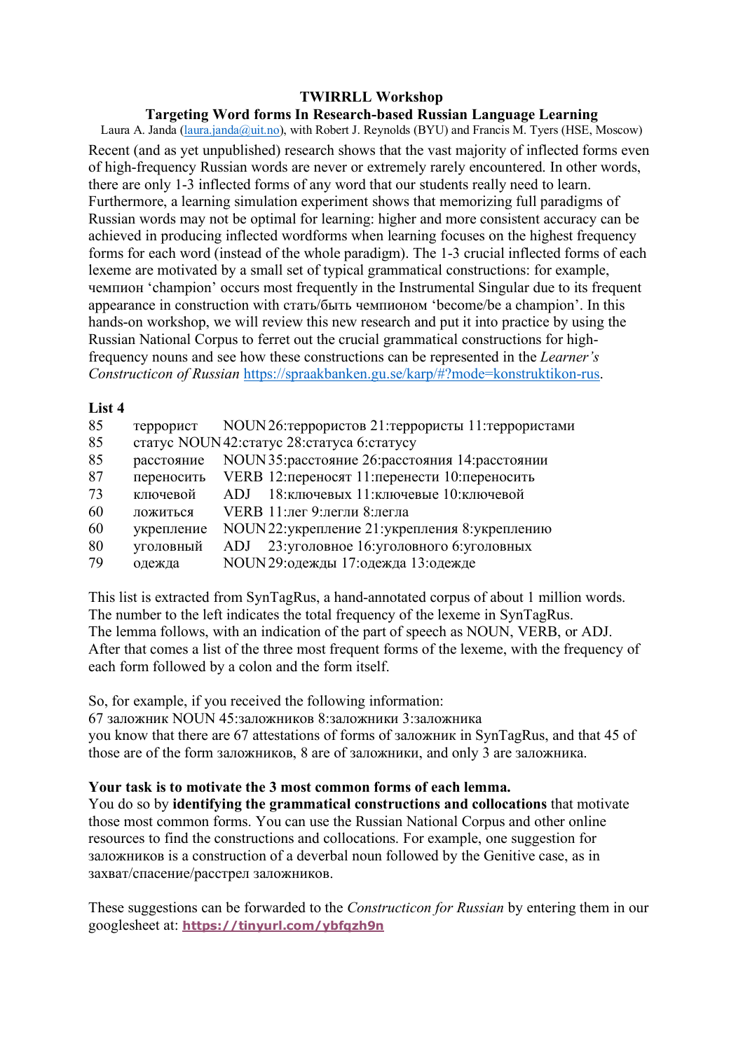**TWIRRLL Workshop**

**Targeting Word forms In Research-based Russian Language Learning**

Laura A. Janda (laura.janda@uit.no), with Robert J. Reynolds (BYU) and Francis M. Tyers (HSE, Moscow)

Recent (and as yet unpublished) research shows that the vast majority of inflected forms even of high-frequency Russian words are never or extremely rarely encountered. In other words, there are only 1-3 inflected forms of any word that our students really need to learn. Furthermore, a learning simulation experiment shows that memorizing full paradigms of Russian words may not be optimal for learning: higher and more consistent accuracy can be achieved in producing inflected wordforms when learning focuses on the highest frequency forms for each word (instead of the whole paradigm). The 1-3 crucial inflected forms of each lexeme are motivated by a small set of typical grammatical constructions: for example, чемпион 'champion' occurs most frequently in the Instrumental Singular due to its frequent appearance in construction with стать/быть чемпионом 'become/be a champion'. In this hands-on workshop, we will review this new research and put it into practice by using the Russian National Corpus to ferret out the crucial grammatical constructions for high-frequency nouns and see how these constructions can be represented in the *Learner's Constructicon of Russian* https://spraakbanken.gu.se/karp/#?mode=konstruktikon-rus.

**List 4**

| | | | |
|---|---|---|---|
| 85 | террорист | NOUN | 26:террористов 21:террористы 11:террористами |
| 85 | статус | NOUN | 42:статус 28:статуса 6:статусу |
| 85 | расстояние | NOUN | 35:расстояние 26:расстояния 14:расстоянии |
| 87 | переносить | VERB | 12:переносят 11:перенести 10:переносить |
| 73 | ключевой | ADJ | 18:ключевых 11:ключевые 10:ключевой |
| 60 | ложиться | VERB | 11:лег 9:легли 8:легла |
| 60 | укрепление | NOUN | 22:укрепление 21:укрепления 8:укреплению |
| 80 | уголовный | ADJ | 23:уголовное 16:уголовного 6:уголовных |
| 79 | одежда | NOUN | 29:одежды 17:одежда 13:одежде |

This list is extracted from SynTagRus, a hand-annotated corpus of about 1 million words. The number to the left indicates the total frequency of the lexeme in SynTagRus. The lemma follows, with an indication of the part of speech as NOUN, VERB, or ADJ. After that comes a list of the three most frequent forms of the lexeme, with the frequency of each form followed by a colon and the form itself.

So, for example, if you received the following information:
67 заложник NOUN 45:заложников 8:заложники 3:заложника
you know that there are 67 attestations of forms of заложник in SynTagRus, and that 45 of those are of the form заложников, 8 are of заложники, and only 3 are заложника.

**Your task is to motivate the 3 most common forms of each lemma.**
You do so by **identifying the grammatical constructions and collocations** that motivate those most common forms. You can use the Russian National Corpus and other online resources to find the constructions and collocations. For example, one suggestion for заложников is a construction of a deverbal noun followed by the Genitive case, as in захват/спасение/расстрел заложников.

These suggestions can be forwarded to the *Constructicon for Russian* by entering them in our googlesheet at: **https://tinyurl.com/ybfqzh9n**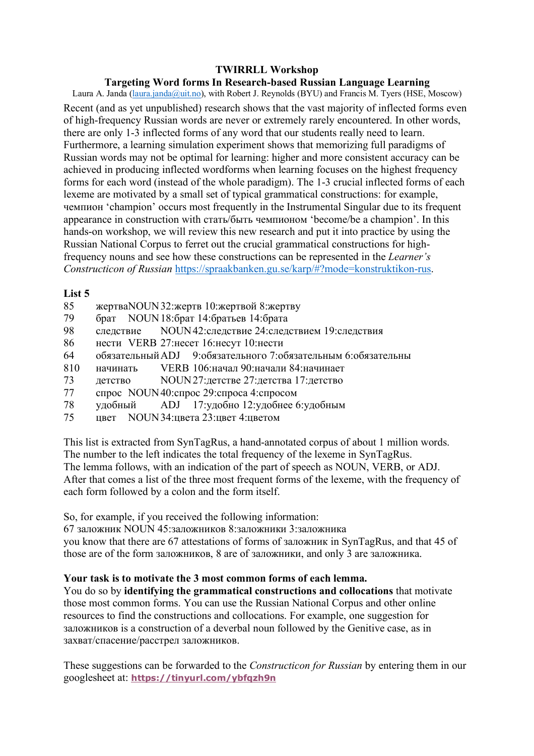**TWIRRLL Workshop**

**Targeting Word forms In Research-based Russian Language Learning**

Laura A. Janda (laura.janda@uit.no), with Robert J. Reynolds (BYU) and Francis M. Tyers (HSE, Moscow)

Recent (and as yet unpublished) research shows that the vast majority of inflected forms even of high-frequency Russian words are never or extremely rarely encountered. In other words, there are only 1-3 inflected forms of any word that our students really need to learn. Furthermore, a learning simulation experiment shows that memorizing full paradigms of Russian words may not be optimal for learning: higher and more consistent accuracy can be achieved in producing inflected wordforms when learning focuses on the highest frequency forms for each word (instead of the whole paradigm). The 1-3 crucial inflected forms of each lexeme are motivated by a small set of typical grammatical constructions: for example, чемпион 'champion' occurs most frequently in the Instrumental Singular due to its frequent appearance in construction with стать/быть чемпионом 'become/be a champion'. In this hands-on workshop, we will review this new research and put it into practice by using the Russian National Corpus to ferret out the crucial grammatical constructions for high-frequency nouns and see how these constructions can be represented in the *Learner's Constructicon of Russian* https://spraakbanken.gu.se/karp/#?mode=konstruktikon-rus.

**List 5**

| | | | |
|---|---|---|---|
| 85 | жертва | NOUN | 32:жертв 10:жертвой 8:жертву |
| 79 | брат | NOUN | 18:брат 14:братьев 14:брата |
| 98 | следствие | NOUN | 42:следствие 24:следствием 19:следствия |
| 86 | нести | VERB | 27:несет 16:несут 10:нести |
| 64 | обязательный | ADJ | 9:обязательного 7:обязательным 6:обязательны |
| 810 | начинать | VERB | 106:начал 90:начали 84:начинает |
| 73 | детство | NOUN | 27:детстве 27:детства 17:детство |
| 77 | спрос | NOUN | 40:спрос 29:спроса 4:спросом |
| 78 | удобный | ADJ | 17:удобно 12:удобнее 6:удобным |
| 75 | цвет | NOUN | 34:цвета 23:цвет 4:цветом |

This list is extracted from SynTagRus, a hand-annotated corpus of about 1 million words. The number to the left indicates the total frequency of the lexeme in SynTagRus. The lemma follows, with an indication of the part of speech as NOUN, VERB, or ADJ. After that comes a list of the three most frequent forms of the lexeme, with the frequency of each form followed by a colon and the form itself.

So, for example, if you received the following information:
67 заложник NOUN 45:заложников 8:заложники 3:заложника
you know that there are 67 attestations of forms of заложник in SynTagRus, and that 45 of those are of the form заложников, 8 are of заложники, and only 3 are заложника.

**Your task is to motivate the 3 most common forms of each lemma.**
You do so by **identifying the grammatical constructions and collocations** that motivate those most common forms. You can use the Russian National Corpus and other online resources to find the constructions and collocations. For example, one suggestion for заложников is a construction of a deverbal noun followed by the Genitive case, as in захват/спасение/расстрел заложников.

These suggestions can be forwarded to the *Constructicon for Russian* by entering them in our googlesheet at: **https://tinyurl.com/ybfqzh9n**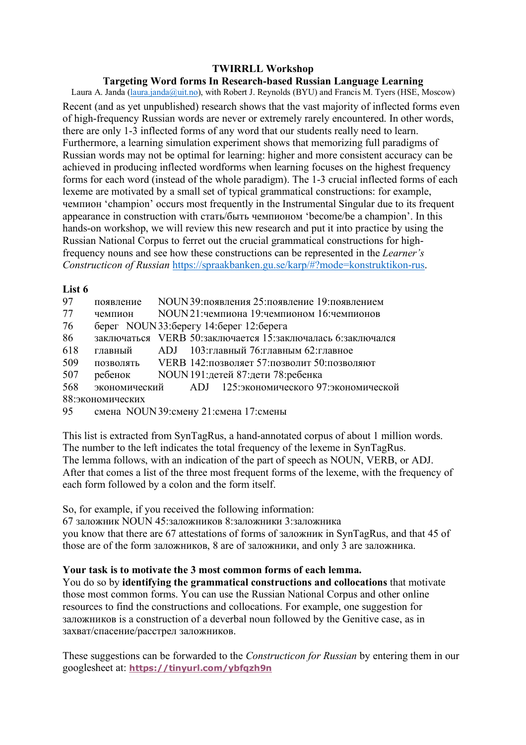**TWIRRLL Workshop**

**Targeting Word forms In Research-based Russian Language Learning**

Laura A. Janda (laura.janda@uit.no), with Robert J. Reynolds (BYU) and Francis M. Tyers (HSE, Moscow)

Recent (and as yet unpublished) research shows that the vast majority of inflected forms even of high-frequency Russian words are never or extremely rarely encountered. In other words, there are only 1-3 inflected forms of any word that our students really need to learn. Furthermore, a learning simulation experiment shows that memorizing full paradigms of Russian words may not be optimal for learning: higher and more consistent accuracy can be achieved in producing inflected wordforms when learning focuses on the highest frequency forms for each word (instead of the whole paradigm). The 1-3 crucial inflected forms of each lexeme are motivated by a small set of typical grammatical constructions: for example, чемпион 'champion' occurs most frequently in the Instrumental Singular due to its frequent appearance in construction with стать/быть чемпионом 'become/be a champion'. In this hands-on workshop, we will review this new research and put it into practice by using the Russian National Corpus to ferret out the crucial grammatical constructions for high-frequency nouns and see how these constructions can be represented in the *Learner's Constructicon of Russian* https://spraakbanken.gu.se/karp/#?mode=konstruktikon-rus.

**List 6**

97 появление NOUN 39:появления 25:появление 19:появлением
77 чемпион NOUN 21:чемпиона 19:чемпионом 16:чемпионов
76 берег NOUN 33:берегу 14:берег 12:берега
86 заключаться VERB 50:заключается 15:заключалась 6:заключался
618 главный ADJ 103:главный 76:главным 62:главное
509 позволять VERB 142:позволяет 57:позволит 50:позволяют
507 ребенок NOUN 191:детей 87:дети 78:ребенка
568 экономический ADJ 125:экономического 97:экономической 88:экономических
95 смена NOUN 39:смену 21:смена 17:смены

This list is extracted from SynTagRus, a hand-annotated corpus of about 1 million words. The number to the left indicates the total frequency of the lexeme in SynTagRus. The lemma follows, with an indication of the part of speech as NOUN, VERB, or ADJ. After that comes a list of the three most frequent forms of the lexeme, with the frequency of each form followed by a colon and the form itself.

So, for example, if you received the following information:
67 заложник NOUN 45:заложников 8:заложники 3:заложника
you know that there are 67 attestations of forms of заложник in SynTagRus, and that 45 of those are of the form заложников, 8 are of заложники, and only 3 are заложника.

**Your task is to motivate the 3 most common forms of each lemma.**
You do so by **identifying the grammatical constructions and collocations** that motivate those most common forms. You can use the Russian National Corpus and other online resources to find the constructions and collocations. For example, one suggestion for заложников is a construction of a deverbal noun followed by the Genitive case, as in захват/спасение/расстрел заложников.

These suggestions can be forwarded to the *Constructicon for Russian* by entering them in our googlesheet at: **https://tinyurl.com/ybfqzh9n**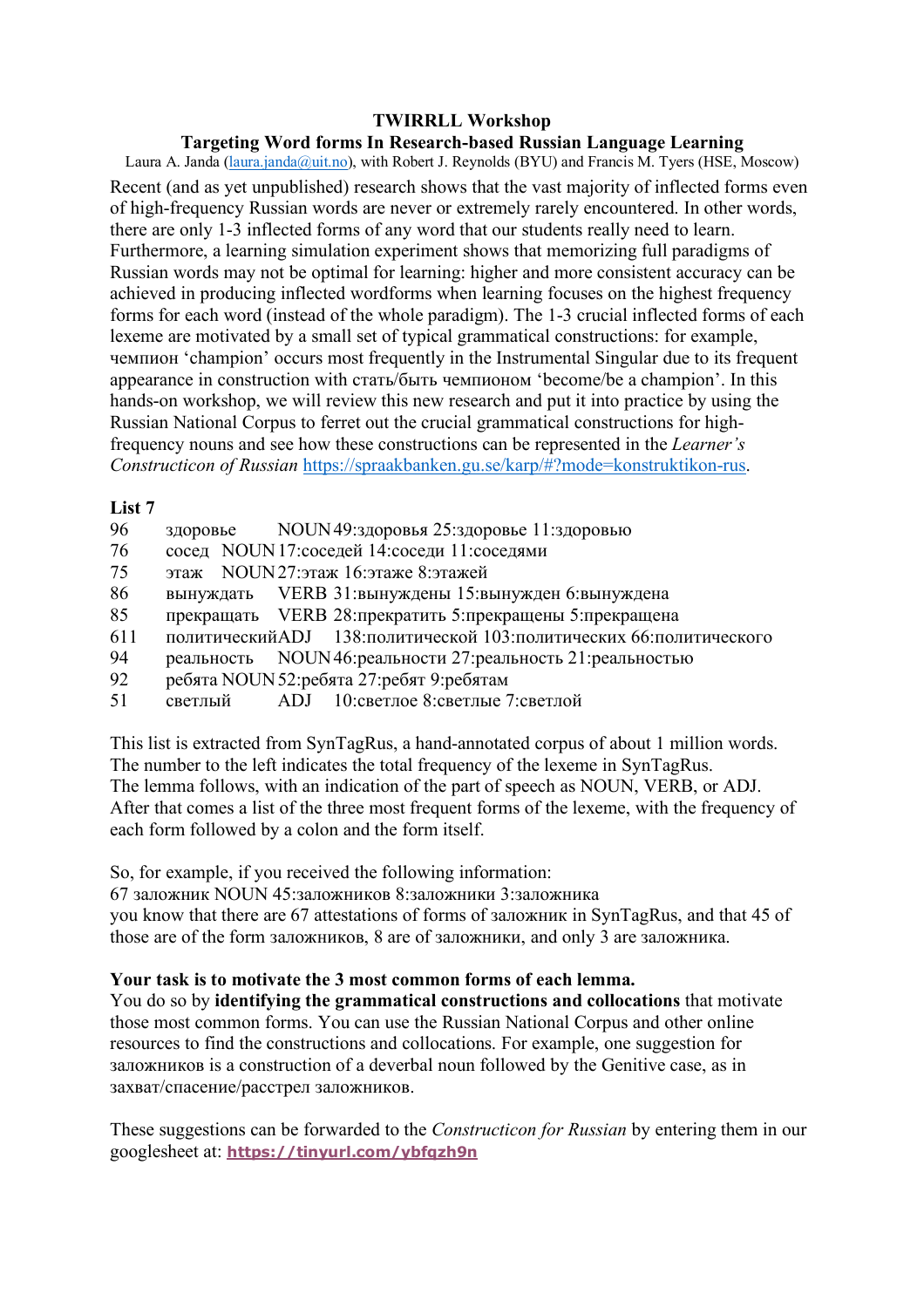**TWIRRLL Workshop**

**Targeting Word forms In Research-based Russian Language Learning**

Laura A. Janda (laura.janda@uit.no), with Robert J. Reynolds (BYU) and Francis M. Tyers (HSE, Moscow)

Recent (and as yet unpublished) research shows that the vast majority of inflected forms even of high-frequency Russian words are never or extremely rarely encountered. In other words, there are only 1-3 inflected forms of any word that our students really need to learn. Furthermore, a learning simulation experiment shows that memorizing full paradigms of Russian words may not be optimal for learning: higher and more consistent accuracy can be achieved in producing inflected wordforms when learning focuses on the highest frequency forms for each word (instead of the whole paradigm). The 1-3 crucial inflected forms of each lexeme are motivated by a small set of typical grammatical constructions: for example, чемпион 'champion' occurs most frequently in the Instrumental Singular due to its frequent appearance in construction with стать/быть чемпионом 'become/be a champion'. In this hands-on workshop, we will review this new research and put it into practice by using the Russian National Corpus to ferret out the crucial grammatical constructions for high-frequency nouns and see how these constructions can be represented in the *Learner's Constructicon of Russian* https://spraakbanken.gu.se/karp/#?mode=konstruktikon-rus.

**List 7**

```
96   здоровье     NOUN 49:здоровья 25:здоровье 11:здоровью
76   сосед   NOUN 17:соседей 14:соседи 11:соседями
75   этаж   NOUN 27:этаж 16:этаже 8:этажей
86   вынуждать    VERB 31:вынуждены 15:вынужден 6:вынуждена
85   прекращать   VERB 28:прекратить 5:прекращены 5:прекращена
611  политический ADJ  138:политической 103:политических 66:политического
94   реальность   NOUN 46:реальности 27:реальность 21:реальностью
92   ребята NOUN 52:ребята 27:ребят 9:ребятам
51   светлый      ADJ  10:светлое 8:светлые 7:светлой
```

This list is extracted from SynTagRus, a hand-annotated corpus of about 1 million words. The number to the left indicates the total frequency of the lexeme in SynTagRus. The lemma follows, with an indication of the part of speech as NOUN, VERB, or ADJ. After that comes a list of the three most frequent forms of the lexeme, with the frequency of each form followed by a colon and the form itself.

So, for example, if you received the following information:
67 заложник NOUN 45:заложников 8:заложники 3:заложника
you know that there are 67 attestations of forms of заложник in SynTagRus, and that 45 of those are of the form заложников, 8 are of заложники, and only 3 are заложника.

**Your task is to motivate the 3 most common forms of each lemma.**
You do so by **identifying the grammatical constructions and collocations** that motivate those most common forms. You can use the Russian National Corpus and other online resources to find the constructions and collocations. For example, one suggestion for заложников is a construction of a deverbal noun followed by the Genitive case, as in захват/спасение/расстрел заложников.

These suggestions can be forwarded to the *Constructicon for Russian* by entering them in our googlesheet at: **https://tinyurl.com/ybfqzh9n**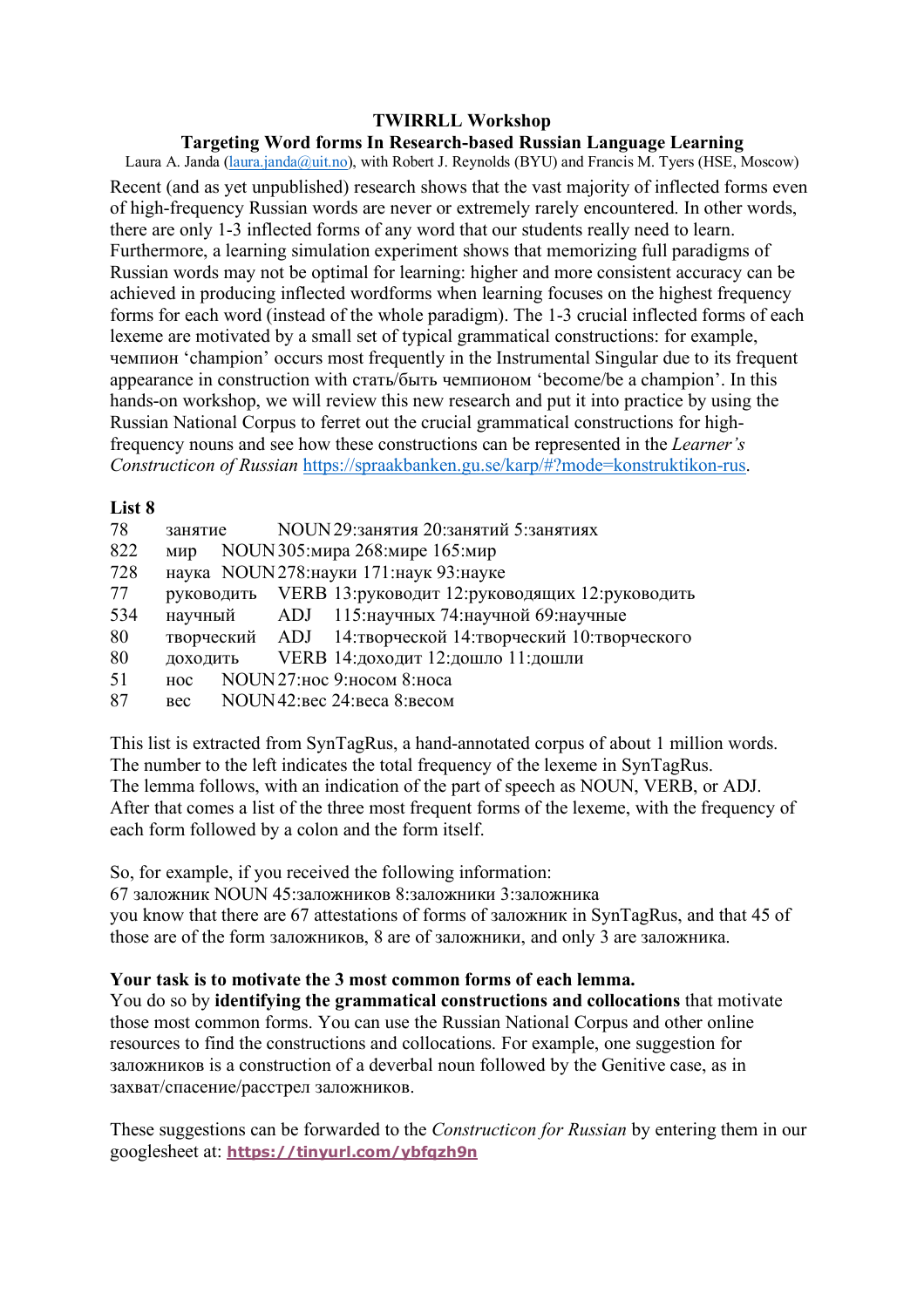**TWIRRLL Workshop**

**Targeting Word forms In Research-based Russian Language Learning**

Laura A. Janda (laura.janda@uit.no), with Robert J. Reynolds (BYU) and Francis M. Tyers (HSE, Moscow)

Recent (and as yet unpublished) research shows that the vast majority of inflected forms even of high-frequency Russian words are never or extremely rarely encountered. In other words, there are only 1-3 inflected forms of any word that our students really need to learn. Furthermore, a learning simulation experiment shows that memorizing full paradigms of Russian words may not be optimal for learning: higher and more consistent accuracy can be achieved in producing inflected wordforms when learning focuses on the highest frequency forms for each word (instead of the whole paradigm). The 1-3 crucial inflected forms of each lexeme are motivated by a small set of typical grammatical constructions: for example, чемпион 'champion' occurs most frequently in the Instrumental Singular due to its frequent appearance in construction with стать/быть чемпионом 'become/be a champion'. In this hands-on workshop, we will review this new research and put it into practice by using the Russian National Corpus to ferret out the crucial grammatical constructions for high-frequency nouns and see how these constructions can be represented in the *Learner's Constructicon of Russian* https://spraakbanken.gu.se/karp/#?mode=konstruktikon-rus.

**List 8**

78 занятие NOUN 29:занятия 20:занятий 5:занятиях
822 мир NOUN 305:мира 268:мире 165:мир
728 наука NOUN 278:науки 171:наук 93:науке
77 руководить VERB 13:руководит 12:руководящих 12:руководить
534 научный ADJ 115:научных 74:научной 69:научные
80 творческий ADJ 14:творческой 14:творческий 10:творческого
80 доходить VERB 14:доходит 12:дошло 11:дошли
51 нос NOUN 27:нос 9:носом 8:носа
87 вес NOUN 42:вес 24:веса 8:весом

This list is extracted from SynTagRus, a hand-annotated corpus of about 1 million words. The number to the left indicates the total frequency of the lexeme in SynTagRus. The lemma follows, with an indication of the part of speech as NOUN, VERB, or ADJ. After that comes a list of the three most frequent forms of the lexeme, with the frequency of each form followed by a colon and the form itself.

So, for example, if you received the following information:
67 заложник NOUN 45:заложников 8:заложники 3:заложника
you know that there are 67 attestations of forms of заложник in SynTagRus, and that 45 of those are of the form заложников, 8 are of заложники, and only 3 are заложника.

**Your task is to motivate the 3 most common forms of each lemma.**
You do so by **identifying the grammatical constructions and collocations** that motivate those most common forms. You can use the Russian National Corpus and other online resources to find the constructions and collocations. For example, one suggestion for заложников is a construction of a deverbal noun followed by the Genitive case, as in захват/спасение/расстрел заложников.

These suggestions can be forwarded to the *Constructicon for Russian* by entering them in our googlesheet at: **https://tinyurl.com/ybfqzh9n**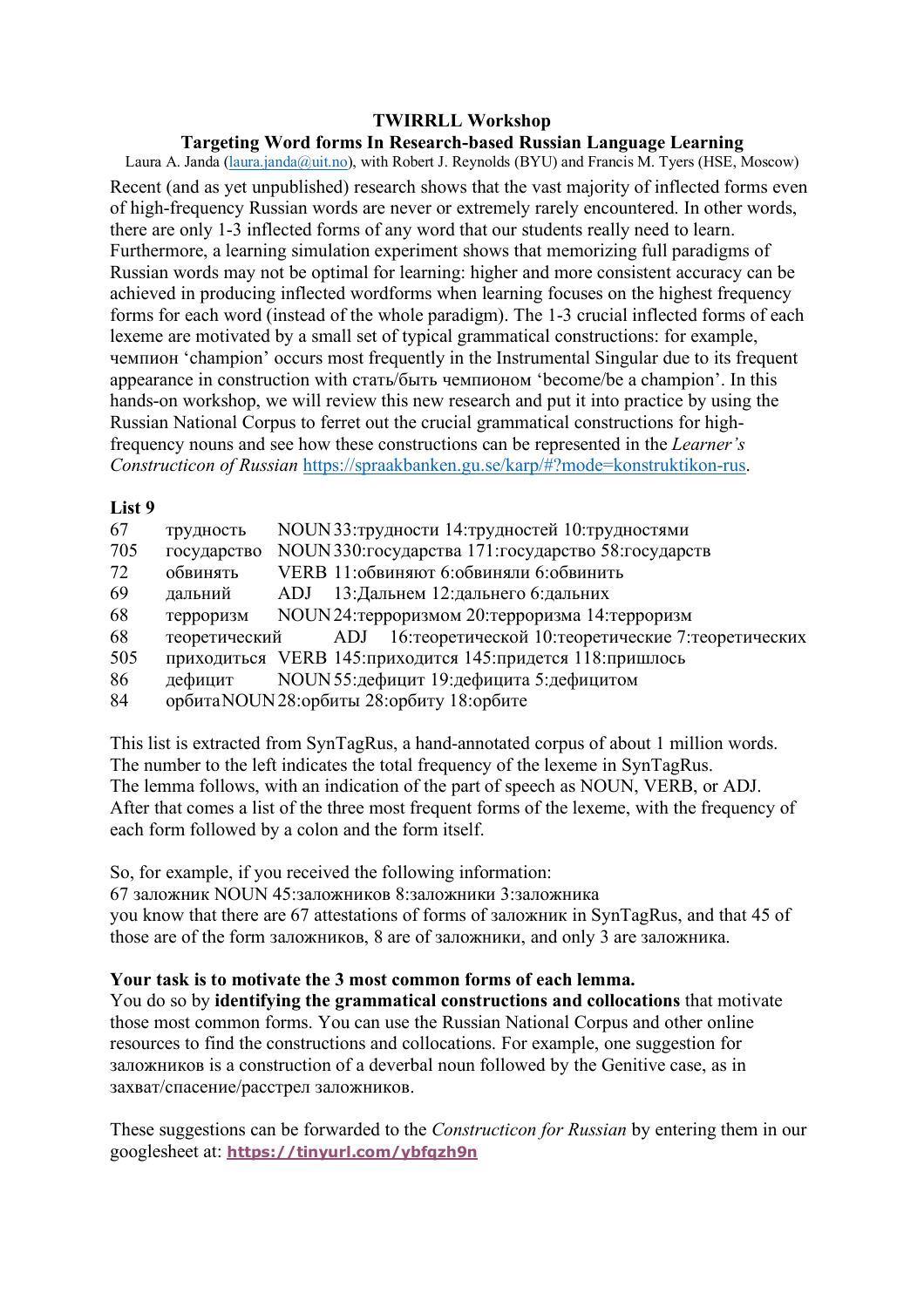**TWIRRLL Workshop**

**Targeting Word forms In Research-based Russian Language Learning**

Laura A. Janda (laura.janda@uit.no), with Robert J. Reynolds (BYU) and Francis M. Tyers (HSE, Moscow)

Recent (and as yet unpublished) research shows that the vast majority of inflected forms even of high-frequency Russian words are never or extremely rarely encountered. In other words, there are only 1-3 inflected forms of any word that our students really need to learn. Furthermore, a learning simulation experiment shows that memorizing full paradigms of Russian words may not be optimal for learning: higher and more consistent accuracy can be achieved in producing inflected wordforms when learning focuses on the highest frequency forms for each word (instead of the whole paradigm). The 1-3 crucial inflected forms of each lexeme are motivated by a small set of typical grammatical constructions: for example, чемпион 'champion' occurs most frequently in the Instrumental Singular due to its frequent appearance in construction with стать/быть чемпионом 'become/be a champion'. In this hands-on workshop, we will review this new research and put it into practice by using the Russian National Corpus to ferret out the crucial grammatical constructions for high-frequency nouns and see how these constructions can be represented in the *Learner's Constructicon of Russian* https://spraakbanken.gu.se/karp/#?mode=konstruktikon-rus.

**List 9**

| | | | |
|---|---|---|---|
| 67 | трудность | NOUN | 33:трудности 14:трудностей 10:трудностями |
| 705 | государство | NOUN | 330:государства 171:государство 58:государств |
| 72 | обвинять | VERB | 11:обвиняют 6:обвиняли 6:обвинить |
| 69 | дальний | ADJ | 13:Дальнем 12:дальнего 6:дальних |
| 68 | терроризм | NOUN | 24:терроризмом 20:терроризма 14:терроризм |
| 68 | теоретический | ADJ | 16:теоретической 10:теоретические 7:теоретических |
| 505 | приходиться | VERB | 145:приходится 145:придется 118:пришлось |
| 86 | дефицит | NOUN | 55:дефицит 19:дефицита 5:дефицитом |
| 84 | орбита | NOUN | 28:орбиты 28:орбиту 18:орбите |

This list is extracted from SynTagRus, a hand-annotated corpus of about 1 million words. The number to the left indicates the total frequency of the lexeme in SynTagRus. The lemma follows, with an indication of the part of speech as NOUN, VERB, or ADJ. After that comes a list of the three most frequent forms of the lexeme, with the frequency of each form followed by a colon and the form itself.

So, for example, if you received the following information:
67 заложник NOUN 45:заложников 8:заложники 3:заложника
you know that there are 67 attestations of forms of заложник in SynTagRus, and that 45 of those are of the form заложников, 8 are of заложники, and only 3 are заложника.

**Your task is to motivate the 3 most common forms of each lemma.**
You do so by **identifying the grammatical constructions and collocations** that motivate those most common forms. You can use the Russian National Corpus and other online resources to find the constructions and collocations. For example, one suggestion for заложников is a construction of a deverbal noun followed by the Genitive case, as in захват/спасение/расстрел заложников.

These suggestions can be forwarded to the *Constructicon for Russian* by entering them in our googlesheet at: **https://tinyurl.com/ybfqzh9n**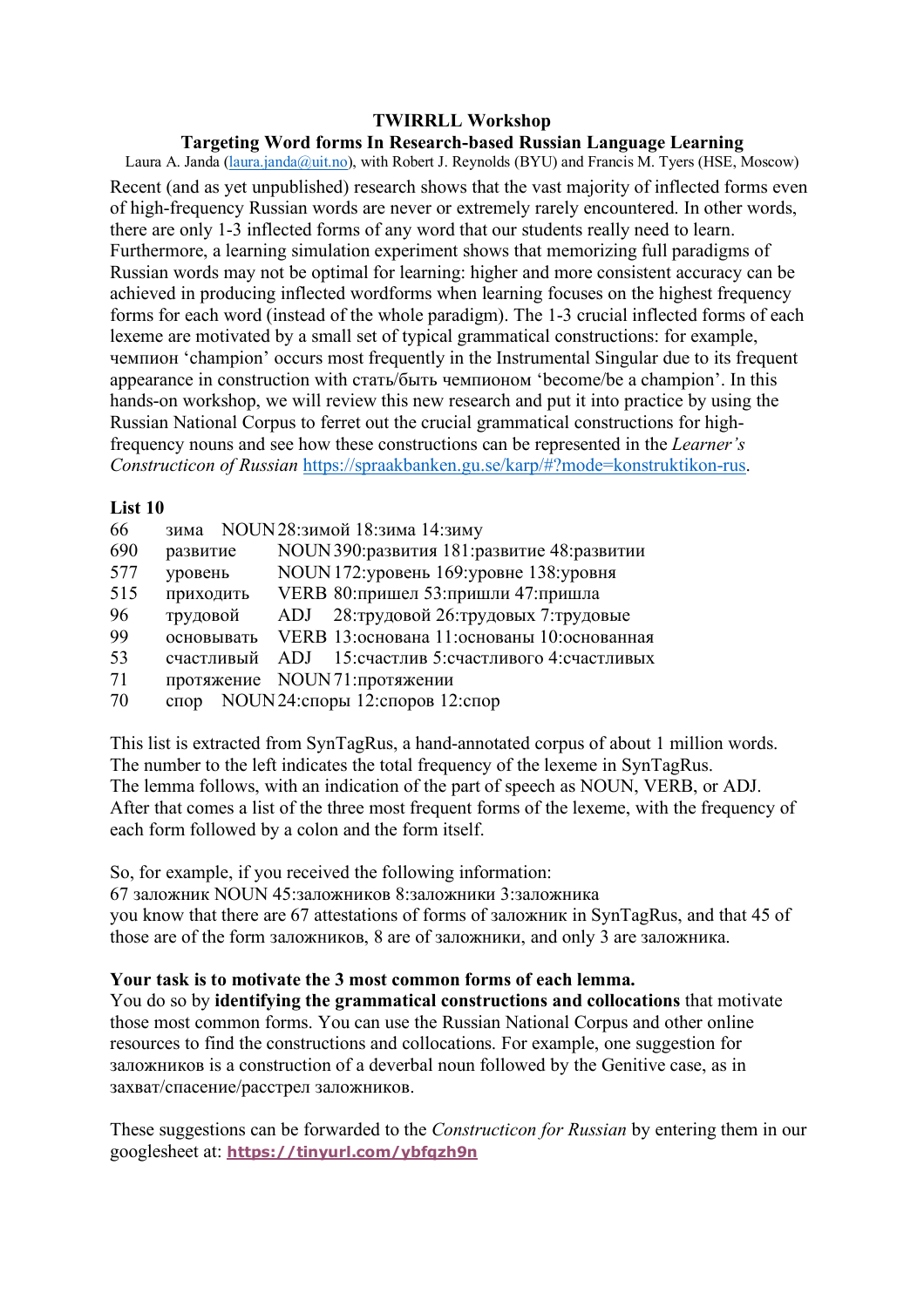**TWIRRLL Workshop**

**Targeting Word forms In Research-based Russian Language Learning**

Laura A. Janda (laura.janda@uit.no), with Robert J. Reynolds (BYU) and Francis M. Tyers (HSE, Moscow)

Recent (and as yet unpublished) research shows that the vast majority of inflected forms even of high-frequency Russian words are never or extremely rarely encountered. In other words, there are only 1-3 inflected forms of any word that our students really need to learn. Furthermore, a learning simulation experiment shows that memorizing full paradigms of Russian words may not be optimal for learning: higher and more consistent accuracy can be achieved in producing inflected wordforms when learning focuses on the highest frequency forms for each word (instead of the whole paradigm). The 1-3 crucial inflected forms of each lexeme are motivated by a small set of typical grammatical constructions: for example, чемпион 'champion' occurs most frequently in the Instrumental Singular due to its frequent appearance in construction with стать/быть чемпионом 'become/be a champion'. In this hands-on workshop, we will review this new research and put it into practice by using the Russian National Corpus to ferret out the crucial grammatical constructions for high-frequency nouns and see how these constructions can be represented in the *Learner's Constructicon of Russian* https://spraakbanken.gu.se/karp/#?mode=konstruktikon-rus.

**List 10**

| | | | |
|---|---|---|---|
| 66 | зима | NOUN | 28:зимой 18:зима 14:зиму |
| 690 | развитие | NOUN | 390:развития 181:развитие 48:развитии |
| 577 | уровень | NOUN | 172:уровень 169:уровне 138:уровня |
| 515 | приходить | VERB | 80:пришел 53:пришли 47:пришла |
| 96 | трудовой | ADJ | 28:трудовой 26:трудовых 7:трудовые |
| 99 | основывать | VERB | 13:основана 11:основаны 10:основанная |
| 53 | счастливый | ADJ | 15:счастлив 5:счастливого 4:счастливых |
| 71 | протяжение | NOUN | 71:протяжении |
| 70 | спор | NOUN | 24:споры 12:споров 12:спор |

This list is extracted from SynTagRus, a hand-annotated corpus of about 1 million words. The number to the left indicates the total frequency of the lexeme in SynTagRus. The lemma follows, with an indication of the part of speech as NOUN, VERB, or ADJ. After that comes a list of the three most frequent forms of the lexeme, with the frequency of each form followed by a colon and the form itself.

So, for example, if you received the following information:
67 заложник NOUN 45:заложников 8:заложники 3:заложника
you know that there are 67 attestations of forms of заложник in SynTagRus, and that 45 of those are of the form заложников, 8 are of заложники, and only 3 are заложника.

**Your task is to motivate the 3 most common forms of each lemma.**
You do so by **identifying the grammatical constructions and collocations** that motivate those most common forms. You can use the Russian National Corpus and other online resources to find the constructions and collocations. For example, one suggestion for заложников is a construction of a deverbal noun followed by the Genitive case, as in захват/спасение/расстрел заложников.

These suggestions can be forwarded to the *Constructicon for Russian* by entering them in our googlesheet at: **https://tinyurl.com/ybfqzh9n**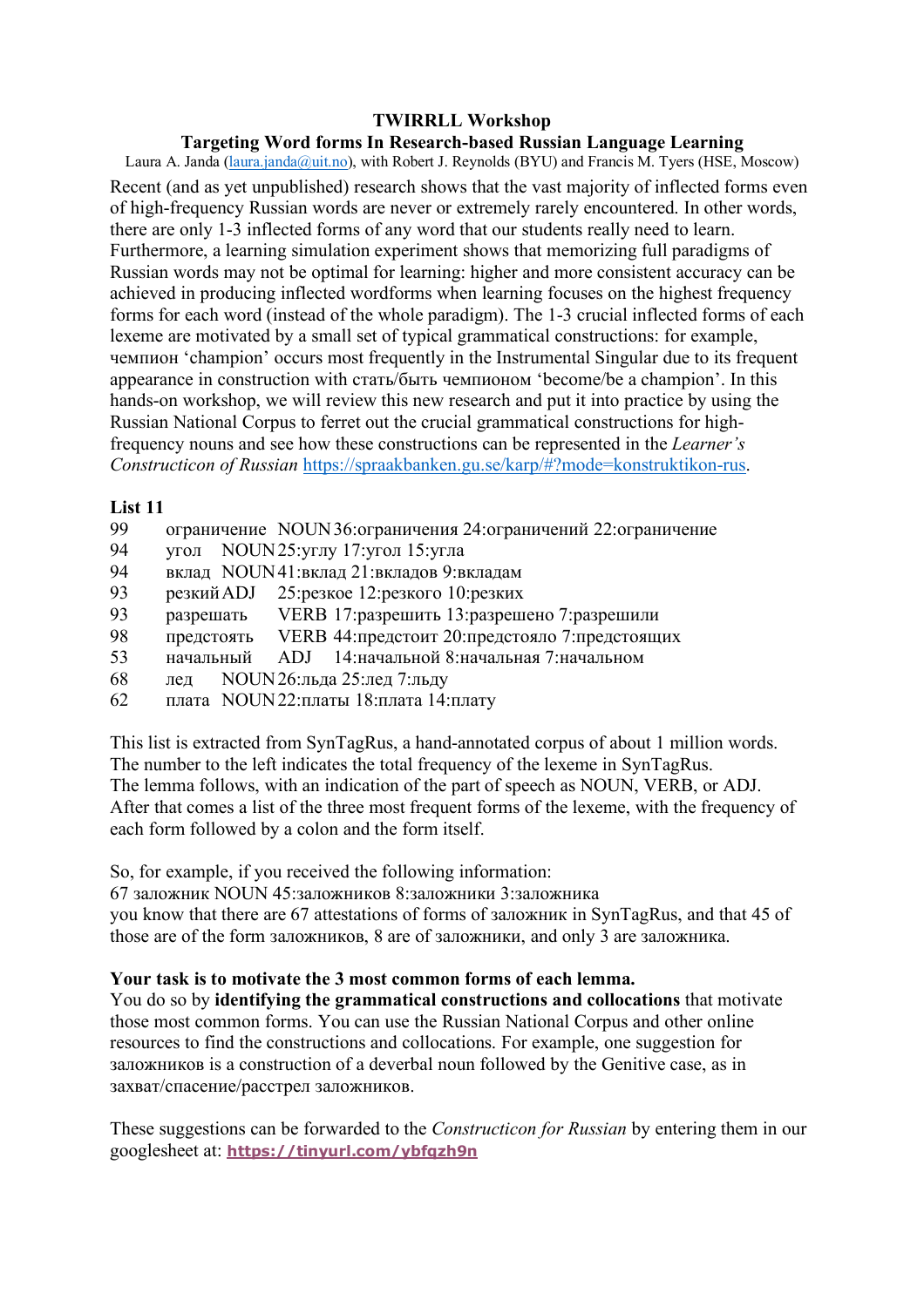**TWIRRLL Workshop**

**Targeting Word forms In Research-based Russian Language Learning**

Laura A. Janda (laura.janda@uit.no), with Robert J. Reynolds (BYU) and Francis M. Tyers (HSE, Moscow)

Recent (and as yet unpublished) research shows that the vast majority of inflected forms even of high-frequency Russian words are never or extremely rarely encountered. In other words, there are only 1-3 inflected forms of any word that our students really need to learn. Furthermore, a learning simulation experiment shows that memorizing full paradigms of Russian words may not be optimal for learning: higher and more consistent accuracy can be achieved in producing inflected wordforms when learning focuses on the highest frequency forms for each word (instead of the whole paradigm). The 1-3 crucial inflected forms of each lexeme are motivated by a small set of typical grammatical constructions: for example, чемпион 'champion' occurs most frequently in the Instrumental Singular due to its frequent appearance in construction with стать/быть чемпионом 'become/be a champion'. In this hands-on workshop, we will review this new research and put it into practice by using the Russian National Corpus to ferret out the crucial grammatical constructions for high-frequency nouns and see how these constructions can be represented in the *Learner's Constructicon of Russian* https://spraakbanken.gu.se/karp/#?mode=konstruktikon-rus.

**List 11**

| | | | |
|---|---|---|---|
| 99 | ограничение | NOUN | 36:ограничения 24:ограничений 22:ограничение |
| 94 | угол | NOUN | 25:углу 17:угол 15:угла |
| 94 | вклад | NOUN | 41:вклад 21:вкладов 9:вкладам |
| 93 | резкий | ADJ | 25:резкое 12:резкого 10:резких |
| 93 | разрешать | VERB | 17:разрешить 13:разрешено 7:разрешили |
| 98 | предстоять | VERB | 44:предстоит 20:предстояло 7:предстоящих |
| 53 | начальный | ADJ | 14:начальной 8:начальная 7:начальном |
| 68 | лед | NOUN | 26:льда 25:лед 7:льду |
| 62 | плата | NOUN | 22:платы 18:плата 14:плату |

This list is extracted from SynTagRus, a hand-annotated corpus of about 1 million words. The number to the left indicates the total frequency of the lexeme in SynTagRus. The lemma follows, with an indication of the part of speech as NOUN, VERB, or ADJ. After that comes a list of the three most frequent forms of the lexeme, with the frequency of each form followed by a colon and the form itself.

So, for example, if you received the following information:
67 заложник NOUN 45:заложников 8:заложники 3:заложника
you know that there are 67 attestations of forms of заложник in SynTagRus, and that 45 of those are of the form заложников, 8 are of заложники, and only 3 are заложника.

**Your task is to motivate the 3 most common forms of each lemma.**
You do so by **identifying the grammatical constructions and collocations** that motivate those most common forms. You can use the Russian National Corpus and other online resources to find the constructions and collocations. For example, one suggestion for заложников is a construction of a deverbal noun followed by the Genitive case, as in захват/спасение/расстрел заложников.

These suggestions can be forwarded to the *Constructicon for Russian* by entering them in our googlesheet at: **https://tinyurl.com/ybfqzh9n**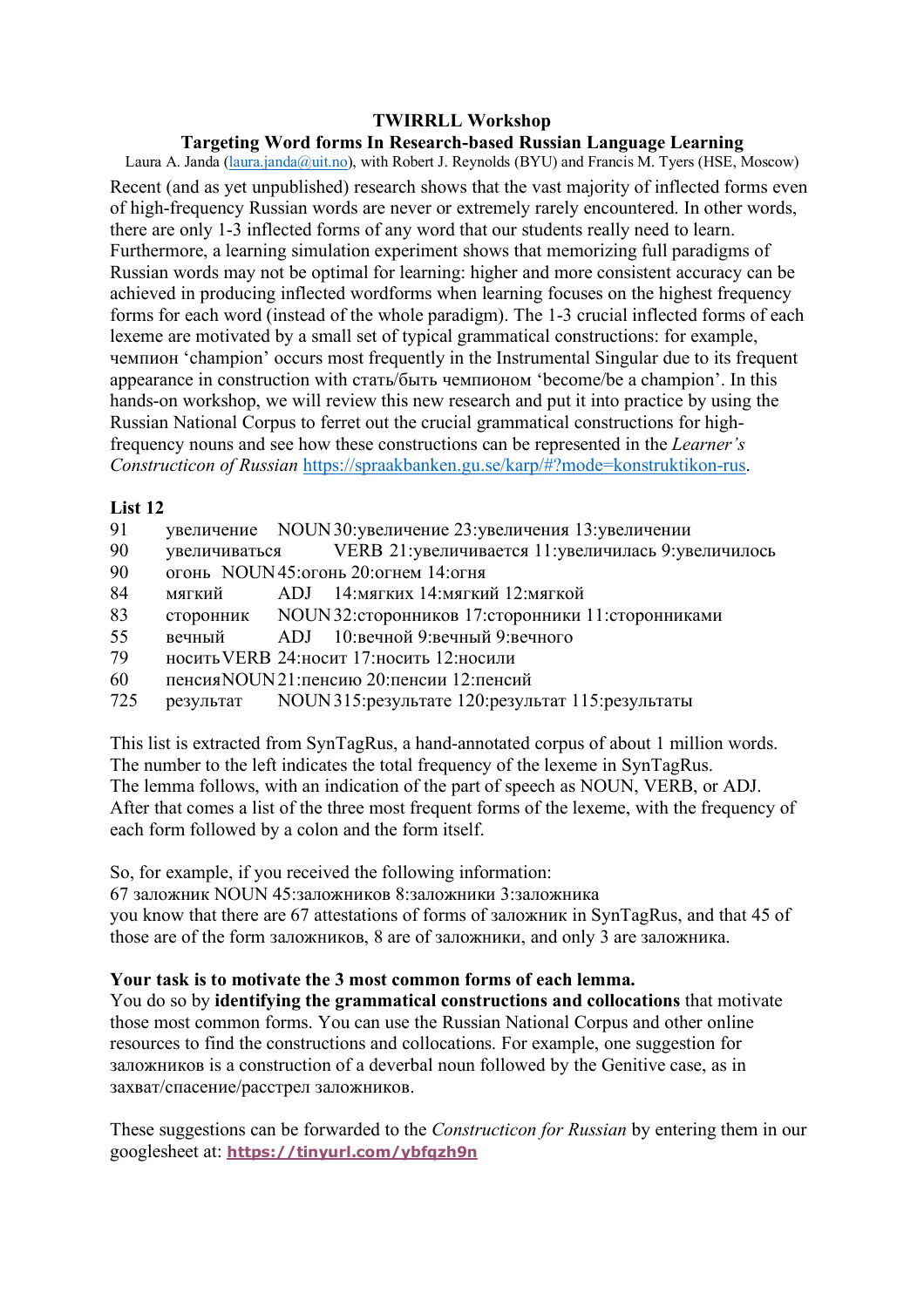**TWIRRLL Workshop**

**Targeting Word forms In Research-based Russian Language Learning**

Laura A. Janda (laura.janda@uit.no), with Robert J. Reynolds (BYU) and Francis M. Tyers (HSE, Moscow)

Recent (and as yet unpublished) research shows that the vast majority of inflected forms even of high-frequency Russian words are never or extremely rarely encountered. In other words, there are only 1-3 inflected forms of any word that our students really need to learn. Furthermore, a learning simulation experiment shows that memorizing full paradigms of Russian words may not be optimal for learning: higher and more consistent accuracy can be achieved in producing inflected wordforms when learning focuses on the highest frequency forms for each word (instead of the whole paradigm). The 1-3 crucial inflected forms of each lexeme are motivated by a small set of typical grammatical constructions: for example, чемпион 'champion' occurs most frequently in the Instrumental Singular due to its frequent appearance in construction with стать/быть чемпионом 'become/be a champion'. In this hands-on workshop, we will review this new research and put it into practice by using the Russian National Corpus to ferret out the crucial grammatical constructions for high-frequency nouns and see how these constructions can be represented in the *Learner's Constructicon of Russian* https://spraakbanken.gu.se/karp/#?mode=konstruktikon-rus.

**List 12**

| | | | |
|---|---|---|---|
| 91 | увеличение | NOUN | 30:увеличение 23:увеличения 13:увеличении |
| 90 | увеличиваться | VERB | 21:увеличивается 11:увеличилась 9:увеличилось |
| 90 | огонь | NOUN | 45:огонь 20:огнем 14:огня |
| 84 | мягкий | ADJ | 14:мягких 14:мягкий 12:мягкой |
| 83 | сторонник | NOUN | 32:сторонников 17:сторонники 11:сторонниками |
| 55 | вечный | ADJ | 10:вечной 9:вечный 9:вечного |
| 79 | носить | VERB | 24:носит 17:носить 12:носили |
| 60 | пенсия | NOUN | 21:пенсию 20:пенсии 12:пенсий |
| 725 | результат | NOUN | 315:результате 120:результат 115:результаты |

This list is extracted from SynTagRus, a hand-annotated corpus of about 1 million words. The number to the left indicates the total frequency of the lexeme in SynTagRus. The lemma follows, with an indication of the part of speech as NOUN, VERB, or ADJ. After that comes a list of the three most frequent forms of the lexeme, with the frequency of each form followed by a colon and the form itself.

So, for example, if you received the following information:
67 заложник NOUN 45:заложников 8:заложники 3:заложника
you know that there are 67 attestations of forms of заложник in SynTagRus, and that 45 of those are of the form заложников, 8 are of заложники, and only 3 are заложника.

**Your task is to motivate the 3 most common forms of each lemma.**
You do so by **identifying the grammatical constructions and collocations** that motivate those most common forms. You can use the Russian National Corpus and other online resources to find the constructions and collocations. For example, one suggestion for заложников is a construction of a deverbal noun followed by the Genitive case, as in захват/спасение/расстрел заложников.

These suggestions can be forwarded to the *Constructicon for Russian* by entering them in our googlesheet at: **https://tinyurl.com/ybfqzh9n**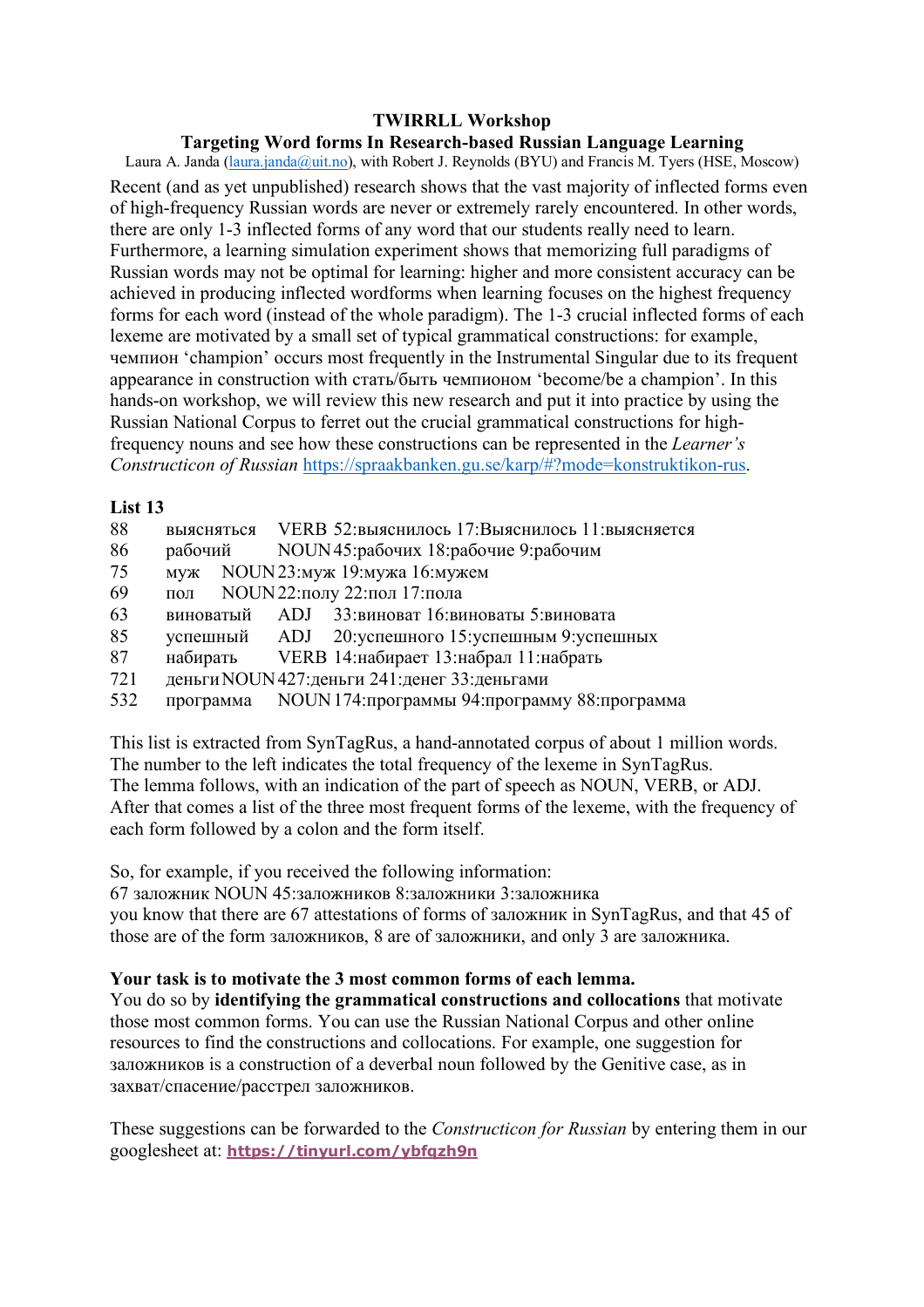**TWIRRLL Workshop**

**Targeting Word forms In Research-based Russian Language Learning**

Laura A. Janda (laura.janda@uit.no), with Robert J. Reynolds (BYU) and Francis M. Tyers (HSE, Moscow)

Recent (and as yet unpublished) research shows that the vast majority of inflected forms even of high-frequency Russian words are never or extremely rarely encountered. In other words, there are only 1-3 inflected forms of any word that our students really need to learn. Furthermore, a learning simulation experiment shows that memorizing full paradigms of Russian words may not be optimal for learning: higher and more consistent accuracy can be achieved in producing inflected wordforms when learning focuses on the highest frequency forms for each word (instead of the whole paradigm). The 1-3 crucial inflected forms of each lexeme are motivated by a small set of typical grammatical constructions: for example, чемпион 'champion' occurs most frequently in the Instrumental Singular due to its frequent appearance in construction with стать/быть чемпионом 'become/be a champion'. In this hands-on workshop, we will review this new research and put it into practice by using the Russian National Corpus to ferret out the crucial grammatical constructions for high-frequency nouns and see how these constructions can be represented in the *Learner's Constructicon of Russian* https://spraakbanken.gu.se/karp/#?mode=konstruktikon-rus.

**List 13**

| | | | |
|---|---|---|---|
| 88 | выясняться | VERB | 52:выяснилось 17:Выяснилось 11:выясняется |
| 86 | рабочий | NOUN | 45:рабочих 18:рабочие 9:рабочим |
| 75 | муж | NOUN | 23:муж 19:мужа 16:мужем |
| 69 | пол | NOUN | 22:полу 22:пол 17:пола |
| 63 | виноватый | ADJ | 33:виноват 16:виноваты 5:виновата |
| 85 | успешный | ADJ | 20:успешного 15:успешным 9:успешных |
| 87 | набирать | VERB | 14:набирает 13:набрал 11:набрать |
| 721 | деньги | NOUN | 427:деньги 241:денег 33:деньгами |
| 532 | программа | NOUN | 174:программы 94:программу 88:программа |

This list is extracted from SynTagRus, a hand-annotated corpus of about 1 million words. The number to the left indicates the total frequency of the lexeme in SynTagRus. The lemma follows, with an indication of the part of speech as NOUN, VERB, or ADJ. After that comes a list of the three most frequent forms of the lexeme, with the frequency of each form followed by a colon and the form itself.

So, for example, if you received the following information:
67 заложник NOUN 45:заложников 8:заложники 3:заложника
you know that there are 67 attestations of forms of заложник in SynTagRus, and that 45 of those are of the form заложников, 8 are of заложники, and only 3 are заложника.

**Your task is to motivate the 3 most common forms of each lemma.**
You do so by **identifying the grammatical constructions and collocations** that motivate those most common forms. You can use the Russian National Corpus and other online resources to find the constructions and collocations. For example, one suggestion for заложников is a construction of a deverbal noun followed by the Genitive case, as in захват/спасение/расстрел заложников.

These suggestions can be forwarded to the *Constructicon for Russian* by entering them in our googlesheet at: **https://tinyurl.com/ybfqzh9n**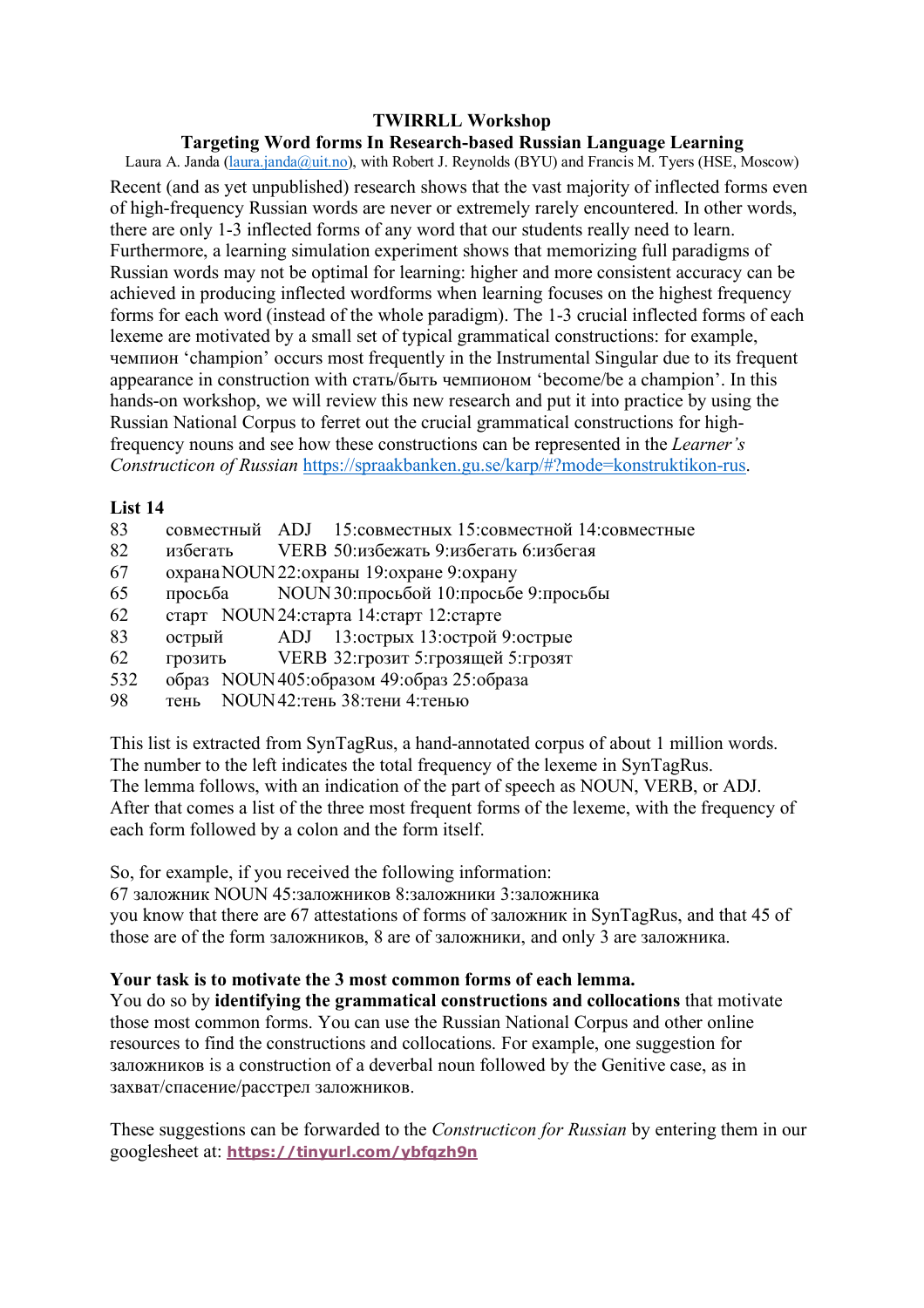**TWIRRLL Workshop**

**Targeting Word forms In Research-based Russian Language Learning**

Laura A. Janda (laura.janda@uit.no), with Robert J. Reynolds (BYU) and Francis M. Tyers (HSE, Moscow)

Recent (and as yet unpublished) research shows that the vast majority of inflected forms even of high-frequency Russian words are never or extremely rarely encountered. In other words, there are only 1-3 inflected forms of any word that our students really need to learn. Furthermore, a learning simulation experiment shows that memorizing full paradigms of Russian words may not be optimal for learning: higher and more consistent accuracy can be achieved in producing inflected wordforms when learning focuses on the highest frequency forms for each word (instead of the whole paradigm). The 1-3 crucial inflected forms of each lexeme are motivated by a small set of typical grammatical constructions: for example, чемпион 'champion' occurs most frequently in the Instrumental Singular due to its frequent appearance in construction with стать/быть чемпионом 'become/be a champion'. In this hands-on workshop, we will review this new research and put it into practice by using the Russian National Corpus to ferret out the crucial grammatical constructions for high-frequency nouns and see how these constructions can be represented in the *Learner's Constructicon of Russian* https://spraakbanken.gu.se/karp/#?mode=konstruktikon-rus.

**List 14**

| | | | |
|---|---|---|---|
| 83 | совместный | ADJ | 15:совместных 15:совместной 14:совместные |
| 82 | избегать | VERB | 50:избежать 9:избегать 6:избегая |
| 67 | охрана | NOUN | 22:охраны 19:охране 9:охрану |
| 65 | просьба | NOUN | 30:просьбой 10:просьбе 9:просьбы |
| 62 | старт | NOUN | 24:старта 14:старт 12:старте |
| 83 | острый | ADJ | 13:острых 13:острой 9:острые |
| 62 | грозить | VERB | 32:грозит 5:грозящей 5:грозят |
| 532 | образ | NOUN | 405:образом 49:образ 25:образа |
| 98 | тень | NOUN | 42:тень 38:тени 4:тенью |

This list is extracted from SynTagRus, a hand-annotated corpus of about 1 million words. The number to the left indicates the total frequency of the lexeme in SynTagRus. The lemma follows, with an indication of the part of speech as NOUN, VERB, or ADJ. After that comes a list of the three most frequent forms of the lexeme, with the frequency of each form followed by a colon and the form itself.

So, for example, if you received the following information:
67 заложник NOUN 45:заложников 8:заложники 3:заложника
you know that there are 67 attestations of forms of заложник in SynTagRus, and that 45 of those are of the form заложников, 8 are of заложники, and only 3 are заложника.

**Your task is to motivate the 3 most common forms of each lemma.**
You do so by **identifying the grammatical constructions and collocations** that motivate those most common forms. You can use the Russian National Corpus and other online resources to find the constructions and collocations. For example, one suggestion for заложников is a construction of a deverbal noun followed by the Genitive case, as in захват/спасение/расстрел заложников.

These suggestions can be forwarded to the *Constructicon for Russian* by entering them in our googlesheet at: **https://tinyurl.com/ybfqzh9n**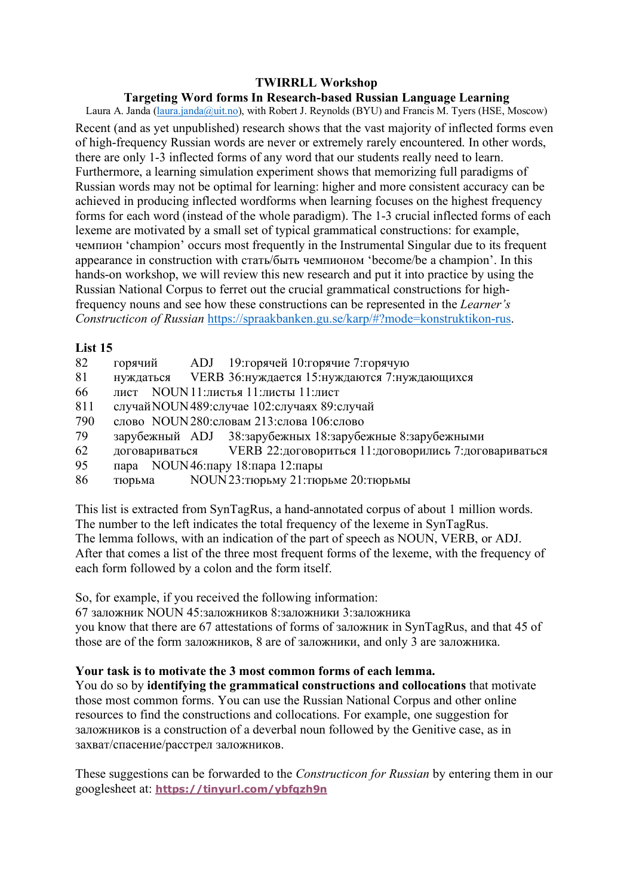**TWIRRLL Workshop**

**Targeting Word forms In Research-based Russian Language Learning**

Laura A. Janda (laura.janda@uit.no), with Robert J. Reynolds (BYU) and Francis M. Tyers (HSE, Moscow)

Recent (and as yet unpublished) research shows that the vast majority of inflected forms even of high-frequency Russian words are never or extremely rarely encountered. In other words, there are only 1-3 inflected forms of any word that our students really need to learn. Furthermore, a learning simulation experiment shows that memorizing full paradigms of Russian words may not be optimal for learning: higher and more consistent accuracy can be achieved in producing inflected wordforms when learning focuses on the highest frequency forms for each word (instead of the whole paradigm). The 1-3 crucial inflected forms of each lexeme are motivated by a small set of typical grammatical constructions: for example, чемпион 'champion' occurs most frequently in the Instrumental Singular due to its frequent appearance in construction with стать/быть чемпионом 'become/be a champion'. In this hands-on workshop, we will review this new research and put it into practice by using the Russian National Corpus to ferret out the crucial grammatical constructions for high-frequency nouns and see how these constructions can be represented in the *Learner's Constructicon of Russian* https://spraakbanken.gu.se/karp/#?mode=konstruktikon-rus.

**List 15**

| | | | |
|---|---|---|---|
| 82 | горячий | ADJ | 19:горячей 10:горячие 7:горячую |
| 81 | нуждаться | VERB | 36:нуждается 15:нуждаются 7:нуждающихся |
| 66 | лист | NOUN | 11:листья 11:листы 11:лист |
| 811 | случай | NOUN | 489:случае 102:случаях 89:случай |
| 790 | слово | NOUN | 280:словам 213:слова 106:слово |
| 79 | зарубежный | ADJ | 38:зарубежных 18:зарубежные 8:зарубежными |
| 62 | договариваться | VERB | 22:договориться 11:договорились 7:договариваться |
| 95 | пара | NOUN | 46:пару 18:пара 12:пары |
| 86 | тюрьма | NOUN | 23:тюрьму 21:тюрьме 20:тюрьмы |

This list is extracted from SynTagRus, a hand-annotated corpus of about 1 million words. The number to the left indicates the total frequency of the lexeme in SynTagRus. The lemma follows, with an indication of the part of speech as NOUN, VERB, or ADJ. After that comes a list of the three most frequent forms of the lexeme, with the frequency of each form followed by a colon and the form itself.

So, for example, if you received the following information:
67 заложник NOUN 45:заложников 8:заложники 3:заложника
you know that there are 67 attestations of forms of заложник in SynTagRus, and that 45 of those are of the form заложников, 8 are of заложники, and only 3 are заложника.

**Your task is to motivate the 3 most common forms of each lemma.**
You do so by **identifying the grammatical constructions and collocations** that motivate those most common forms. You can use the Russian National Corpus and other online resources to find the constructions and collocations. For example, one suggestion for заложников is a construction of a deverbal noun followed by the Genitive case, as in захват/спасение/расстрел заложников.

These suggestions can be forwarded to the *Constructicon for Russian* by entering them in our googlesheet at: **https://tinyurl.com/ybfqzh9n**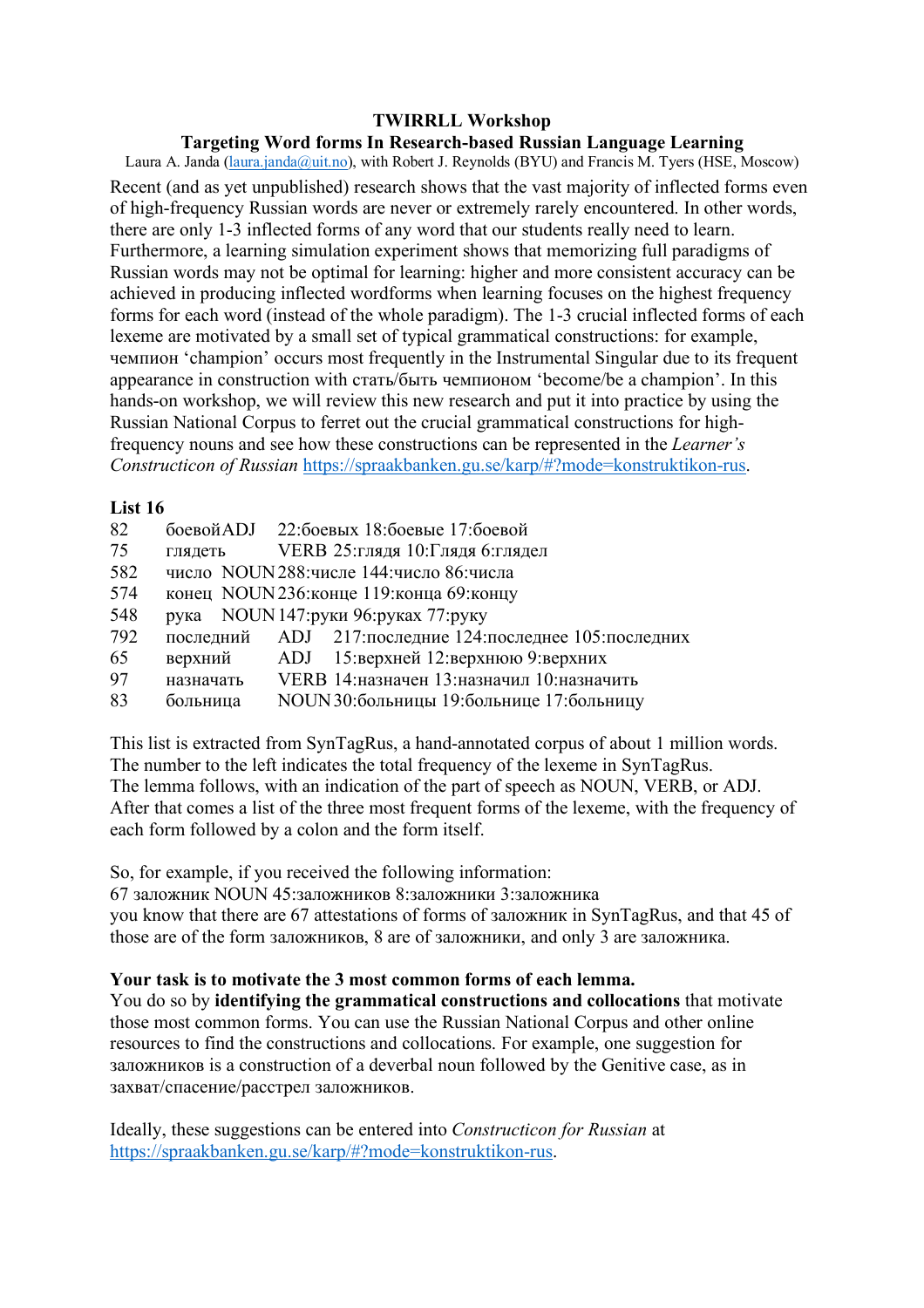**TWIRRLL Workshop**

**Targeting Word forms In Research-based Russian Language Learning**

Laura A. Janda (laura.janda@uit.no), with Robert J. Reynolds (BYU) and Francis M. Tyers (HSE, Moscow)

Recent (and as yet unpublished) research shows that the vast majority of inflected forms even of high-frequency Russian words are never or extremely rarely encountered. In other words, there are only 1-3 inflected forms of any word that our students really need to learn. Furthermore, a learning simulation experiment shows that memorizing full paradigms of Russian words may not be optimal for learning: higher and more consistent accuracy can be achieved in producing inflected wordforms when learning focuses on the highest frequency forms for each word (instead of the whole paradigm). The 1-3 crucial inflected forms of each lexeme are motivated by a small set of typical grammatical constructions: for example, чемпион 'champion' occurs most frequently in the Instrumental Singular due to its frequent appearance in construction with стать/быть чемпионом 'become/be a champion'. In this hands-on workshop, we will review this new research and put it into practice by using the Russian National Corpus to ferret out the crucial grammatical constructions for high-frequency nouns and see how these constructions can be represented in the *Learner's Constructicon of Russian* https://spraakbanken.gu.se/karp/#?mode=konstruktikon-rus.

**List 16**

| | | | |
|---|---|---|---|
| 82 | боевой | ADJ | 22:боевых 18:боевые 17:боевой |
| 75 | глядеть | VERB | 25:глядя 10:Глядя 6:глядел |
| 582 | число | NOUN | 288:числе 144:число 86:числа |
| 574 | конец | NOUN | 236:конце 119:конца 69:концу |
| 548 | рука | NOUN | 147:руки 96:руках 77:руку |
| 792 | последний | ADJ | 217:последние 124:последнее 105:последних |
| 65 | верхний | ADJ | 15:верхней 12:верхнюю 9:верхних |
| 97 | назначать | VERB | 14:назначен 13:назначил 10:назначить |
| 83 | больница | NOUN | 30:больницы 19:больнице 17:больницу |

This list is extracted from SynTagRus, a hand-annotated corpus of about 1 million words. The number to the left indicates the total frequency of the lexeme in SynTagRus. The lemma follows, with an indication of the part of speech as NOUN, VERB, or ADJ. After that comes a list of the three most frequent forms of the lexeme, with the frequency of each form followed by a colon and the form itself.

So, for example, if you received the following information:
67 заложник NOUN 45:заложников 8:заложники 3:заложника
you know that there are 67 attestations of forms of заложник in SynTagRus, and that 45 of those are of the form заложников, 8 are of заложники, and only 3 are заложника.

**Your task is to motivate the 3 most common forms of each lemma.**
You do so by **identifying the grammatical constructions and collocations** that motivate those most common forms. You can use the Russian National Corpus and other online resources to find the constructions and collocations. For example, one suggestion for заложников is a construction of a deverbal noun followed by the Genitive case, as in захват/спасение/расстрел заложников.

Ideally, these suggestions can be entered into *Constructicon for Russian* at https://spraakbanken.gu.se/karp/#?mode=konstruktikon-rus.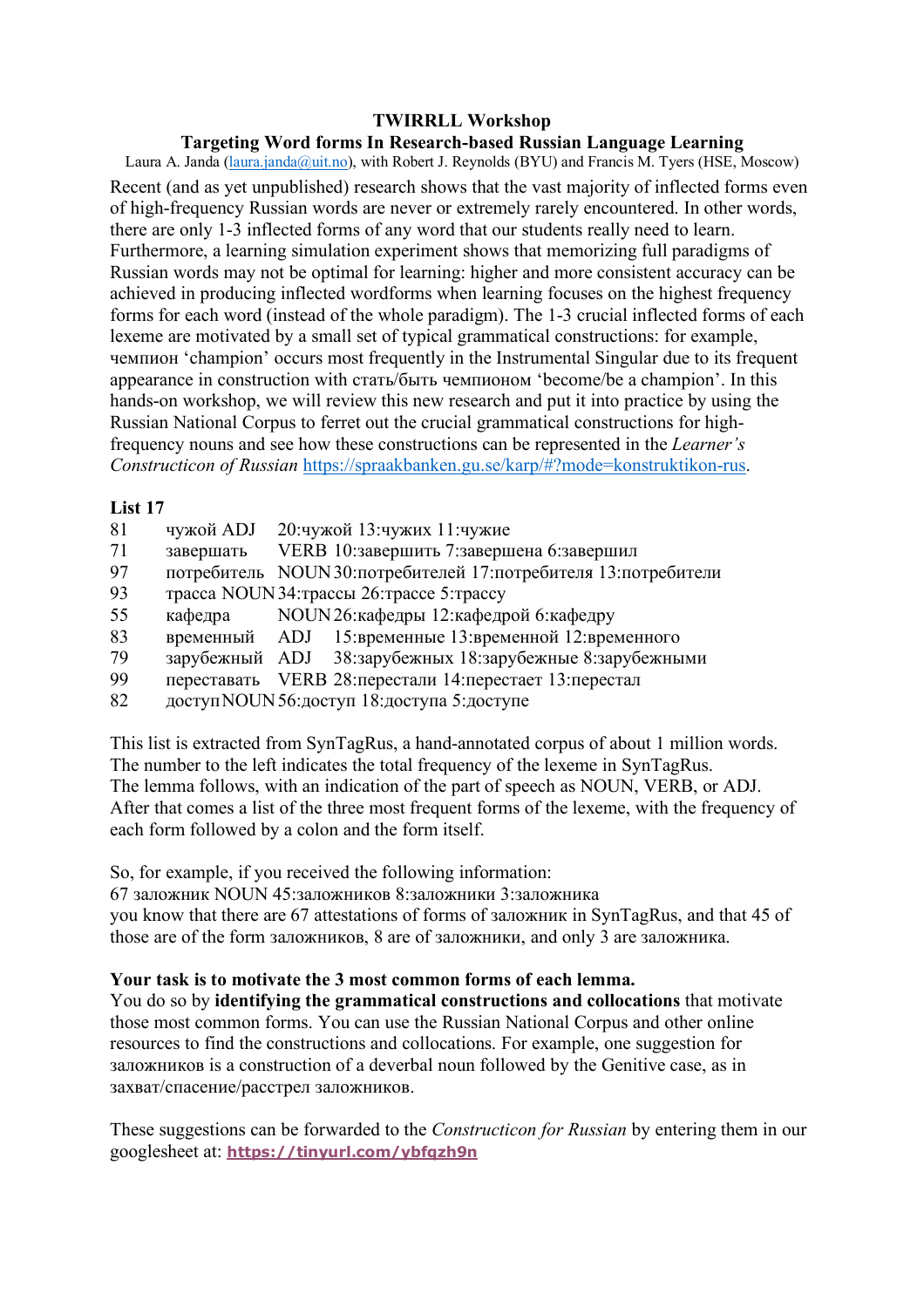**TWIRRLL Workshop**

**Targeting Word forms In Research-based Russian Language Learning**

Laura A. Janda (laura.janda@uit.no), with Robert J. Reynolds (BYU) and Francis M. Tyers (HSE, Moscow)

Recent (and as yet unpublished) research shows that the vast majority of inflected forms even of high-frequency Russian words are never or extremely rarely encountered. In other words, there are only 1-3 inflected forms of any word that our students really need to learn. Furthermore, a learning simulation experiment shows that memorizing full paradigms of Russian words may not be optimal for learning: higher and more consistent accuracy can be achieved in producing inflected wordforms when learning focuses on the highest frequency forms for each word (instead of the whole paradigm). The 1-3 crucial inflected forms of each lexeme are motivated by a small set of typical grammatical constructions: for example, чемпион 'champion' occurs most frequently in the Instrumental Singular due to its frequent appearance in construction with стать/быть чемпионом 'become/be a champion'. In this hands-on workshop, we will review this new research and put it into practice by using the Russian National Corpus to ferret out the crucial grammatical constructions for high-frequency nouns and see how these constructions can be represented in the *Learner's Constructicon of Russian* https://spraakbanken.gu.se/karp/#?mode=konstruktikon-rus.

**List 17**

81 чужой ADJ 20:чужой 13:чужих 11:чужие
71 завершать VERB 10:завершить 7:завершена 6:завершил
97 потребитель NOUN 30:потребителей 17:потребителя 13:потребители
93 трасса NOUN 34:трассы 26:трассе 5:трассу
55 кафедра NOUN 26:кафедры 12:кафедрой 6:кафедру
83 временный ADJ 15:временные 13:временной 12:временного
79 зарубежный ADJ 38:зарубежных 18:зарубежные 8:зарубежными
99 переставать VERB 28:перестали 14:перестает 13:перестал
82 доступ NOUN 56:доступ 18:доступа 5:доступе

This list is extracted from SynTagRus, a hand-annotated corpus of about 1 million words. The number to the left indicates the total frequency of the lexeme in SynTagRus. The lemma follows, with an indication of the part of speech as NOUN, VERB, or ADJ. After that comes a list of the three most frequent forms of the lexeme, with the frequency of each form followed by a colon and the form itself.

So, for example, if you received the following information:
67 заложник NOUN 45:заложников 8:заложники 3:заложника
you know that there are 67 attestations of forms of заложник in SynTagRus, and that 45 of those are of the form заложников, 8 are of заложники, and only 3 are заложника.

**Your task is to motivate the 3 most common forms of each lemma.**
You do so by **identifying the grammatical constructions and collocations** that motivate those most common forms. You can use the Russian National Corpus and other online resources to find the constructions and collocations. For example, one suggestion for заложников is a construction of a deverbal noun followed by the Genitive case, as in захват/спасение/расстрел заложников.

These suggestions can be forwarded to the *Constructicon for Russian* by entering them in our googlesheet at: **https://tinyurl.com/ybfqzh9n**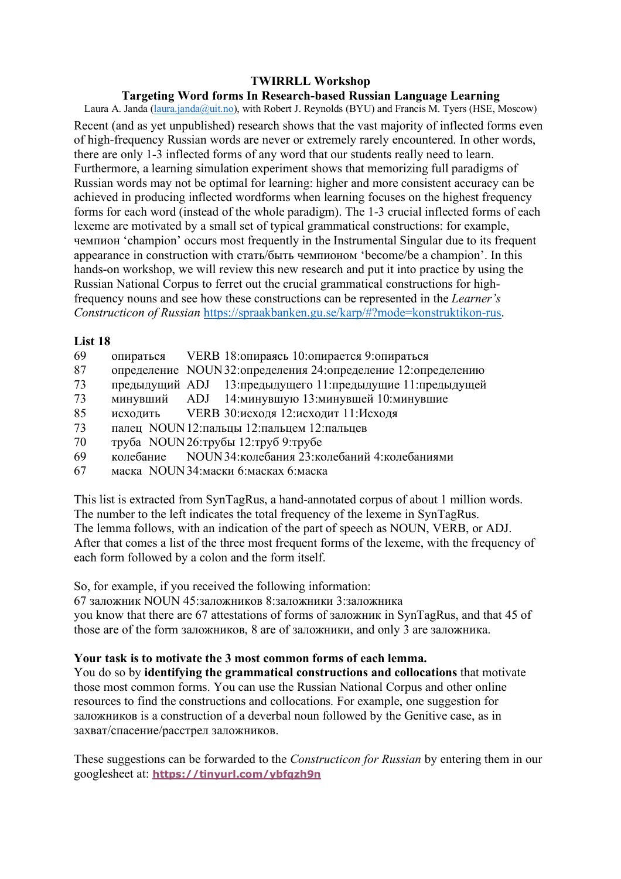**TWIRRLL Workshop**

**Targeting Word forms In Research-based Russian Language Learning**

Laura A. Janda (laura.janda@uit.no), with Robert J. Reynolds (BYU) and Francis M. Tyers (HSE, Moscow)

Recent (and as yet unpublished) research shows that the vast majority of inflected forms even of high-frequency Russian words are never or extremely rarely encountered. In other words, there are only 1-3 inflected forms of any word that our students really need to learn. Furthermore, a learning simulation experiment shows that memorizing full paradigms of Russian words may not be optimal for learning: higher and more consistent accuracy can be achieved in producing inflected wordforms when learning focuses on the highest frequency forms for each word (instead of the whole paradigm). The 1-3 crucial inflected forms of each lexeme are motivated by a small set of typical grammatical constructions: for example, чемпион 'champion' occurs most frequently in the Instrumental Singular due to its frequent appearance in construction with стать/быть чемпионом 'become/be a champion'. In this hands-on workshop, we will review this new research and put it into practice by using the Russian National Corpus to ferret out the crucial grammatical constructions for high-frequency nouns and see how these constructions can be represented in the *Learner's Constructicon of Russian* https://spraakbanken.gu.se/karp/#?mode=konstruktikon-rus.

**List 18**

69 опираться VERB 18:опираясь 10:опирается 9:опираться
87 определение NOUN 32:определения 24:определение 12:определению
73 предыдущий ADJ 13:предыдущего 11:предыдущие 11:предыдущей
73 минувший ADJ 14:минувшую 13:минувшей 10:минувшие
85 исходить VERB 30:исходя 12:исходит 11:Исходя
73 палец NOUN 12:пальцы 12:пальцем 12:пальцев
70 труба NOUN 26:трубы 12:труб 9:трубе
69 колебание NOUN 34:колебания 23:колебаний 4:колебаниями
67 маска NOUN 34:маски 6:масках 6:маска

This list is extracted from SynTagRus, a hand-annotated corpus of about 1 million words. The number to the left indicates the total frequency of the lexeme in SynTagRus. The lemma follows, with an indication of the part of speech as NOUN, VERB, or ADJ. After that comes a list of the three most frequent forms of the lexeme, with the frequency of each form followed by a colon and the form itself.

So, for example, if you received the following information:
67 заложник NOUN 45:заложников 8:заложники 3:заложника
you know that there are 67 attestations of forms of заложник in SynTagRus, and that 45 of those are of the form заложников, 8 are of заложники, and only 3 are заложника.

**Your task is to motivate the 3 most common forms of each lemma.**
You do so by **identifying the grammatical constructions and collocations** that motivate those most common forms. You can use the Russian National Corpus and other online resources to find the constructions and collocations. For example, one suggestion for заложников is a construction of a deverbal noun followed by the Genitive case, as in захват/спасение/расстрел заложников.

These suggestions can be forwarded to the *Constructicon for Russian* by entering them in our googlesheet at: **https://tinyurl.com/ybfqzh9n**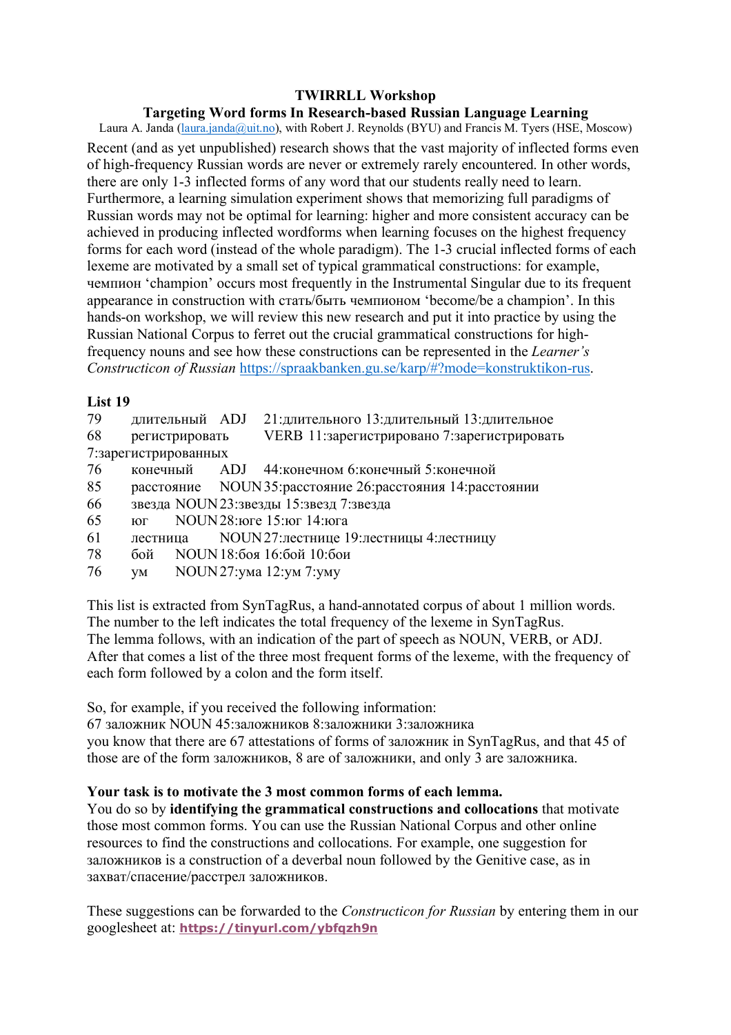**TWIRRLL Workshop**

**Targeting Word forms In Research-based Russian Language Learning**

Laura A. Janda (laura.janda@uit.no), with Robert J. Reynolds (BYU) and Francis M. Tyers (HSE, Moscow)

Recent (and as yet unpublished) research shows that the vast majority of inflected forms even of high-frequency Russian words are never or extremely rarely encountered. In other words, there are only 1-3 inflected forms of any word that our students really need to learn. Furthermore, a learning simulation experiment shows that memorizing full paradigms of Russian words may not be optimal for learning: higher and more consistent accuracy can be achieved in producing inflected wordforms when learning focuses on the highest frequency forms for each word (instead of the whole paradigm). The 1-3 crucial inflected forms of each lexeme are motivated by a small set of typical grammatical constructions: for example, чемпион 'champion' occurs most frequently in the Instrumental Singular due to its frequent appearance in construction with стать/быть чемпионом 'become/be a champion'. In this hands-on workshop, we will review this new research and put it into practice by using the Russian National Corpus to ferret out the crucial grammatical constructions for high-frequency nouns and see how these constructions can be represented in the *Learner's Constructicon of Russian* https://spraakbanken.gu.se/karp/#?mode=konstruktikon-rus.

**List 19**

79 длительный ADJ 21:длительного 13:длительный 13:длительное
68 регистрировать VERB 11:зарегистрировано 7:зарегистрировать 7:зарегистрированных
76 конечный ADJ 44:конечном 6:конечный 5:конечной
85 расстояние NOUN 35:расстояние 26:расстояния 14:расстоянии
66 звезда NOUN 23:звезды 15:звезд 7:звезда
65 юг NOUN 28:юге 15:юг 14:юга
61 лестница NOUN 27:лестнице 19:лестницы 4:лестницу
78 бой NOUN 18:боя 16:бой 10:бои
76 ум NOUN 27:ума 12:ум 7:уму

This list is extracted from SynTagRus, a hand-annotated corpus of about 1 million words. The number to the left indicates the total frequency of the lexeme in SynTagRus. The lemma follows, with an indication of the part of speech as NOUN, VERB, or ADJ. After that comes a list of the three most frequent forms of the lexeme, with the frequency of each form followed by a colon and the form itself.

So, for example, if you received the following information:
67 заложник NOUN 45:заложников 8:заложники 3:заложника
you know that there are 67 attestations of forms of заложник in SynTagRus, and that 45 of those are of the form заложников, 8 are of заложники, and only 3 are заложника.

**Your task is to motivate the 3 most common forms of each lemma.**
You do so by **identifying the grammatical constructions and collocations** that motivate those most common forms. You can use the Russian National Corpus and other online resources to find the constructions and collocations. For example, one suggestion for заложников is a construction of a deverbal noun followed by the Genitive case, as in захват/спасение/расстрел заложников.

These suggestions can be forwarded to the *Constructicon for Russian* by entering them in our googlesheet at: **https://tinyurl.com/ybfqzh9n**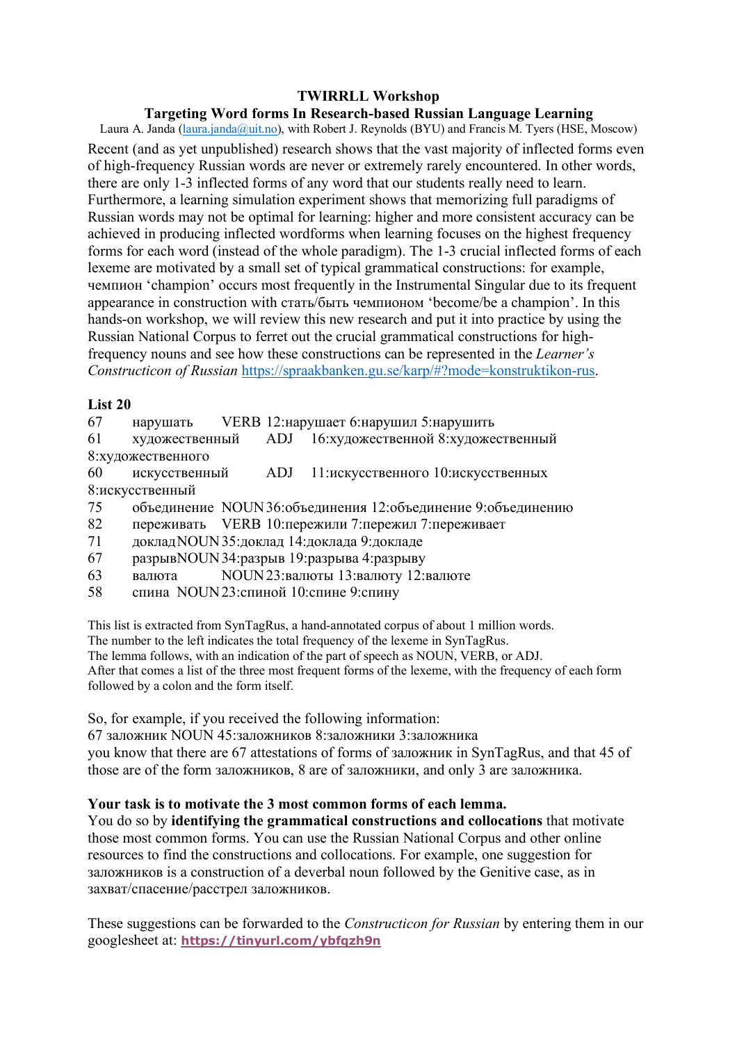**TWIRRLL Workshop**

**Targeting Word forms In Research-based Russian Language Learning**

Laura A. Janda (laura.janda@uit.no), with Robert J. Reynolds (BYU) and Francis M. Tyers (HSE, Moscow)

Recent (and as yet unpublished) research shows that the vast majority of inflected forms even of high-frequency Russian words are never or extremely rarely encountered. In other words, there are only 1-3 inflected forms of any word that our students really need to learn. Furthermore, a learning simulation experiment shows that memorizing full paradigms of Russian words may not be optimal for learning: higher and more consistent accuracy can be achieved in producing inflected wordforms when learning focuses on the highest frequency forms for each word (instead of the whole paradigm). The 1-3 crucial inflected forms of each lexeme are motivated by a small set of typical grammatical constructions: for example, чемпион 'champion' occurs most frequently in the Instrumental Singular due to its frequent appearance in construction with стать/быть чемпионом 'become/be a champion'. In this hands-on workshop, we will review this new research and put it into practice by using the Russian National Corpus to ferret out the crucial grammatical constructions for high-frequency nouns and see how these constructions can be represented in the *Learner's Constructicon of Russian* https://spraakbanken.gu.se/karp/#?mode=konstruktikon-rus.

**List 20**

67 нарушать VERB 12:нарушает 6:нарушил 5:нарушить
61 художественный ADJ 16:художественной 8:художественный 8:художественного
60 искусственный ADJ 11:искусственного 10:искусственных 8:искусственный
75 объединение NOUN 36:объединения 12:объединение 9:объединению
82 переживать VERB 10:пережили 7:пережил 7:переживает
71 доклад NOUN 35:доклад 14:доклада 9:докладе
67 разрыв NOUN 34:разрыв 19:разрыва 4:разрыву
63 валюта NOUN 23:валюты 13:валюту 12:валюте
58 спина NOUN 23:спиной 10:спине 9:спину

This list is extracted from SynTagRus, a hand-annotated corpus of about 1 million words.
The number to the left indicates the total frequency of the lexeme in SynTagRus.
The lemma follows, with an indication of the part of speech as NOUN, VERB, or ADJ.
After that comes a list of the three most frequent forms of the lexeme, with the frequency of each form followed by a colon and the form itself.

So, for example, if you received the following information:
67 заложник NOUN 45:заложников 8:заложники 3:заложника
you know that there are 67 attestations of forms of заложник in SynTagRus, and that 45 of those are of the form заложников, 8 are of заложники, and only 3 are заложника.

**Your task is to motivate the 3 most common forms of each lemma.**

You do so by **identifying the grammatical constructions and collocations** that motivate those most common forms. You can use the Russian National Corpus and other online resources to find the constructions and collocations. For example, one suggestion for заложников is a construction of a deverbal noun followed by the Genitive case, as in захват/спасение/расстрел заложников.

These suggestions can be forwarded to the *Constructicon for Russian* by entering them in our googlesheet at: **https://tinyurl.com/ybfqzh9n**